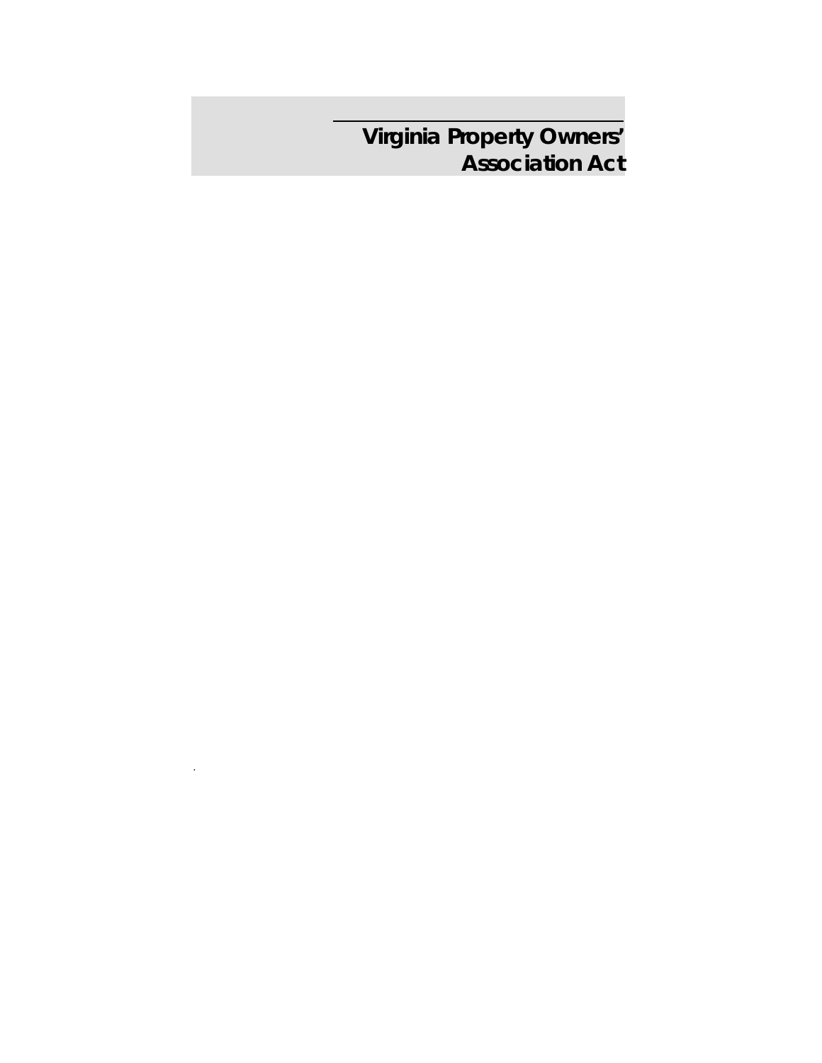# Virginia Property Owners' Association Act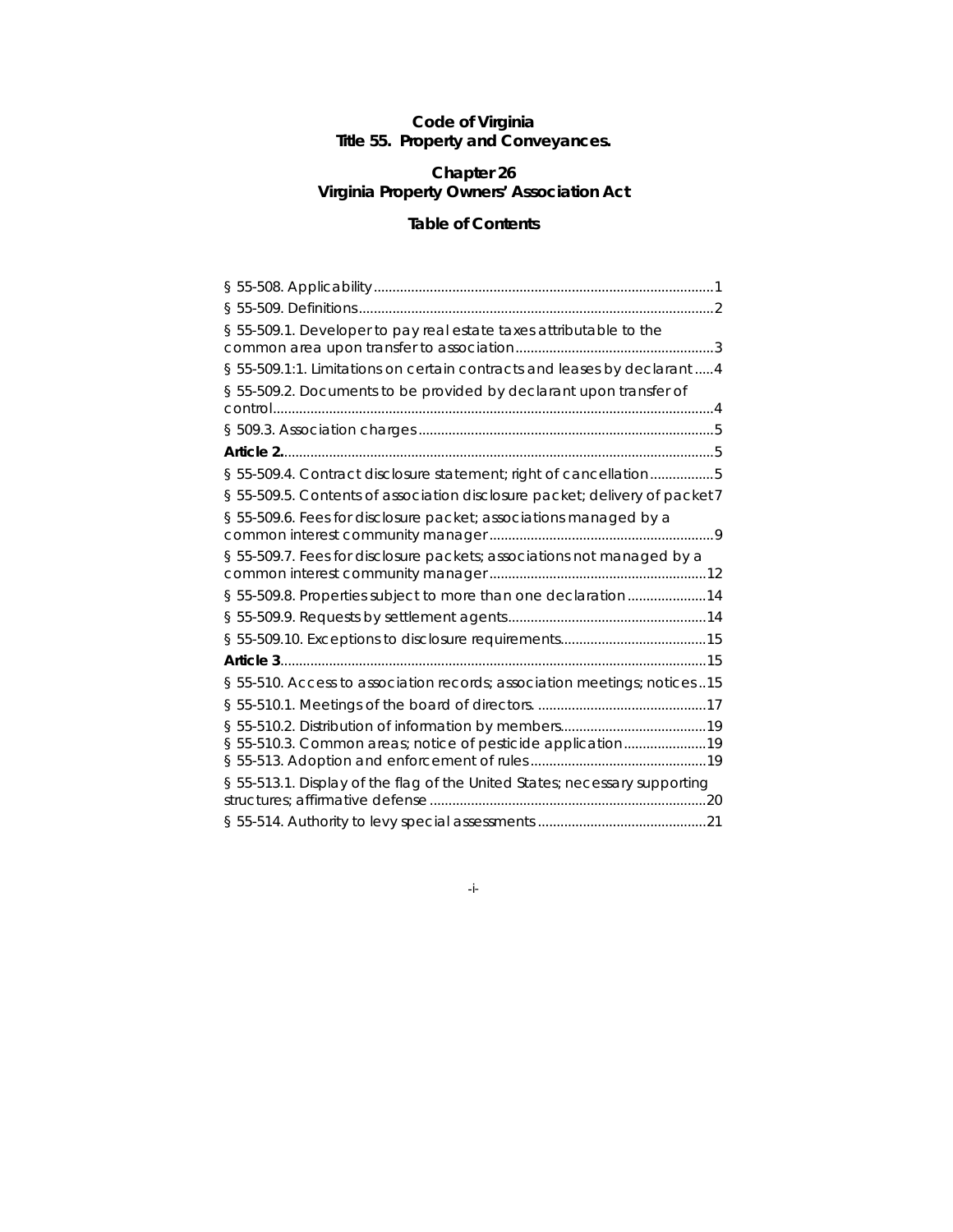**Code of Virginia**
**Title 55. Property and Conveyances.**

**Chapter 26**
**Virginia Property Owners' Association Act**

**Table of Contents**

§ 55-508. Applicability ..........1
§ 55-509. Definitions ..........2
§ 55-509.1. Developer to pay real estate taxes attributable to the common area upon transfer to association ..........3
§ 55-509.1:1. Limitations on certain contracts and leases by declarant ..........4
§ 55-509.2. Documents to be provided by declarant upon transfer of control ..........4
§ 509.3. Association charges ..........5
**Article 2.** ..........5
§ 55-509.4. Contract disclosure statement; right of cancellation ..........5
§ 55-509.5. Contents of association disclosure packet; delivery of packet ..........7
§ 55-509.6. Fees for disclosure packet; associations managed by a common interest community manager ..........9
§ 55-509.7. Fees for disclosure packets; associations not managed by a common interest community manager ..........12
§ 55-509.8. Properties subject to more than one declaration ..........14
§ 55-509.9. Requests by settlement agents ..........14
§ 55-509.10. Exceptions to disclosure requirements ..........15
**Article 3** ..........15
§ 55-510. Access to association records; association meetings; notices ..........15
§ 55-510.1. Meetings of the board of directors. ..........17
§ 55-510.2. Distribution of information by members ..........19
§ 55-510.3. Common areas; notice of pesticide application ..........19
§ 55-513. Adoption and enforcement of rules ..........19
§ 55-513.1. Display of the flag of the United States; necessary supporting structures; affirmative defense ..........20
§ 55-514. Authority to levy special assessments ..........21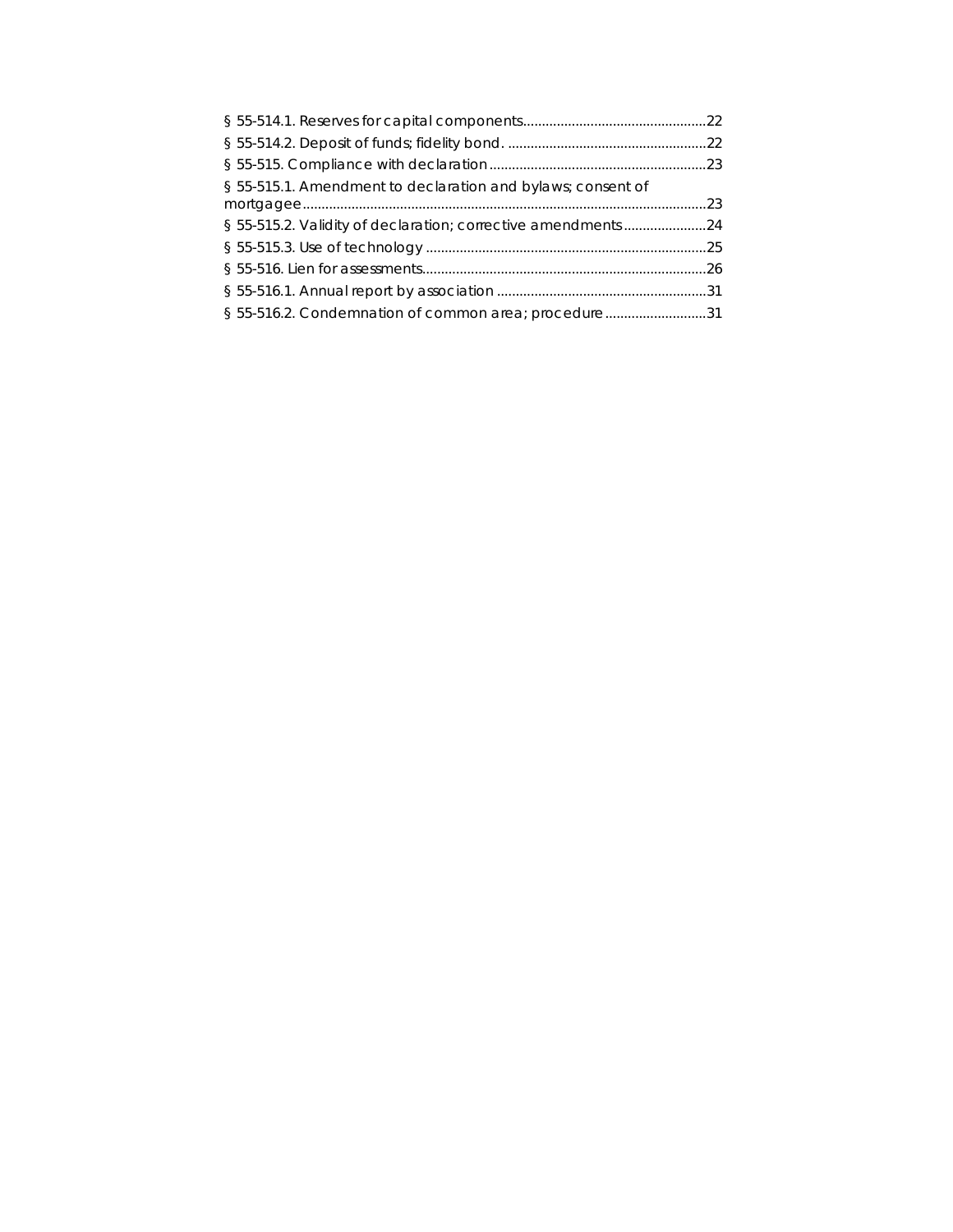§ 55-514.1. Reserves for capital components....22
§ 55-514.2. Deposit of funds; fidelity bond....22
§ 55-515. Compliance with declaration....23
§ 55-515.1. Amendment to declaration and bylaws; consent of mortgagee....23
§ 55-515.2. Validity of declaration; corrective amendments....24
§ 55-515.3. Use of technology....25
§ 55-516. Lien for assessments....26
§ 55-516.1. Annual report by association....31
§ 55-516.2. Condemnation of common area; procedure....31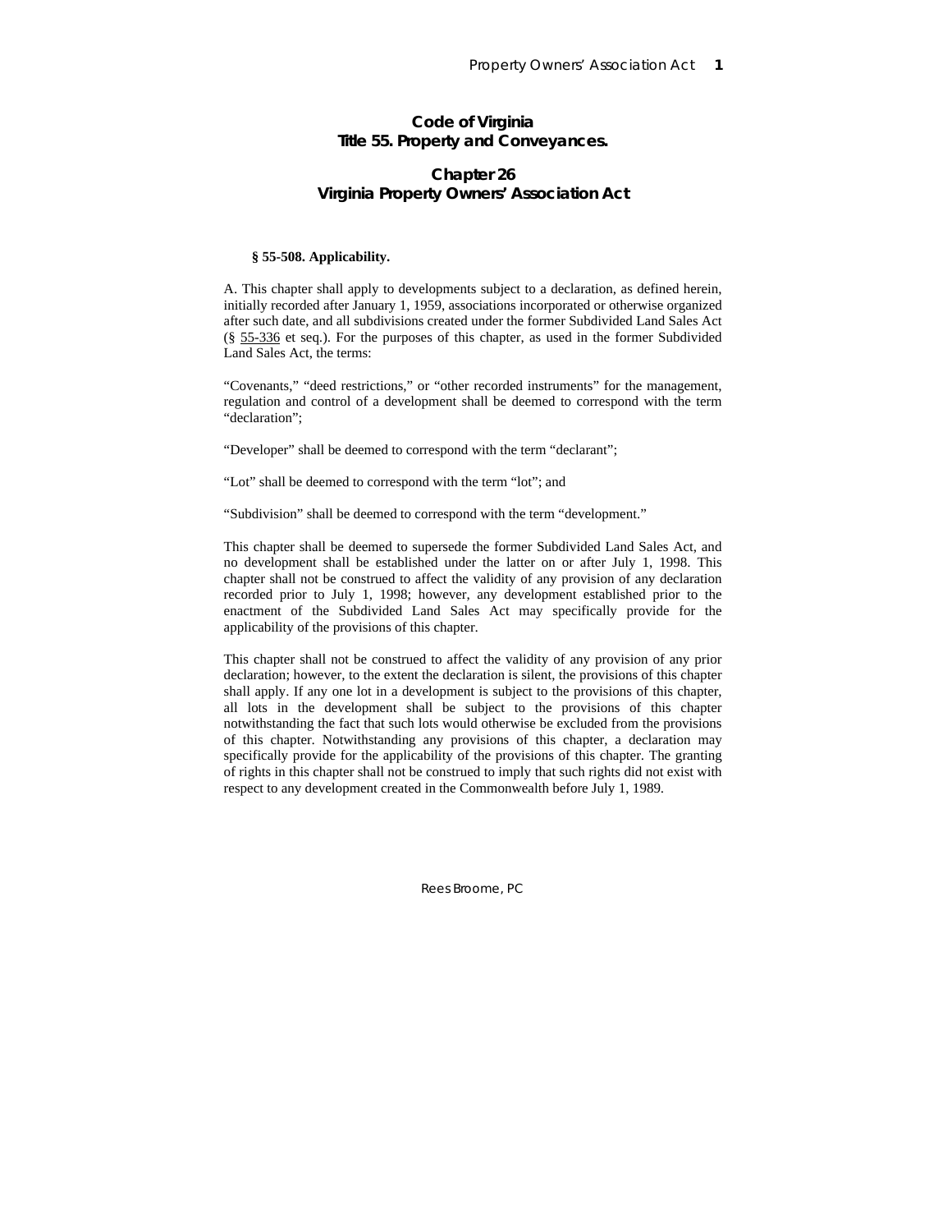# Code of Virginia
# Title 55. Property and Conveyances.

## Chapter 26
## Virginia Property Owners' Association Act

**§ 55-508. Applicability.**

A. This chapter shall apply to developments subject to a declaration, as defined herein, initially recorded after January 1, 1959, associations incorporated or otherwise organized after such date, and all subdivisions created under the former Subdivided Land Sales Act (§ 55-336 et seq.). For the purposes of this chapter, as used in the former Subdivided Land Sales Act, the terms:

"Covenants," "deed restrictions," or "other recorded instruments" for the management, regulation and control of a development shall be deemed to correspond with the term "declaration";

"Developer" shall be deemed to correspond with the term "declarant";

"Lot" shall be deemed to correspond with the term "lot"; and

"Subdivision" shall be deemed to correspond with the term "development."

This chapter shall be deemed to supersede the former Subdivided Land Sales Act, and no development shall be established under the latter on or after July 1, 1998. This chapter shall not be construed to affect the validity of any provision of any declaration recorded prior to July 1, 1998; however, any development established prior to the enactment of the Subdivided Land Sales Act may specifically provide for the applicability of the provisions of this chapter.

This chapter shall not be construed to affect the validity of any provision of any prior declaration; however, to the extent the declaration is silent, the provisions of this chapter shall apply. If any one lot in a development is subject to the provisions of this chapter, all lots in the development shall be subject to the provisions of this chapter notwithstanding the fact that such lots would otherwise be excluded from the provisions of this chapter. Notwithstanding any provisions of this chapter, a declaration may specifically provide for the applicability of the provisions of this chapter. The granting of rights in this chapter shall not be construed to imply that such rights did not exist with respect to any development created in the Commonwealth before July 1, 1989.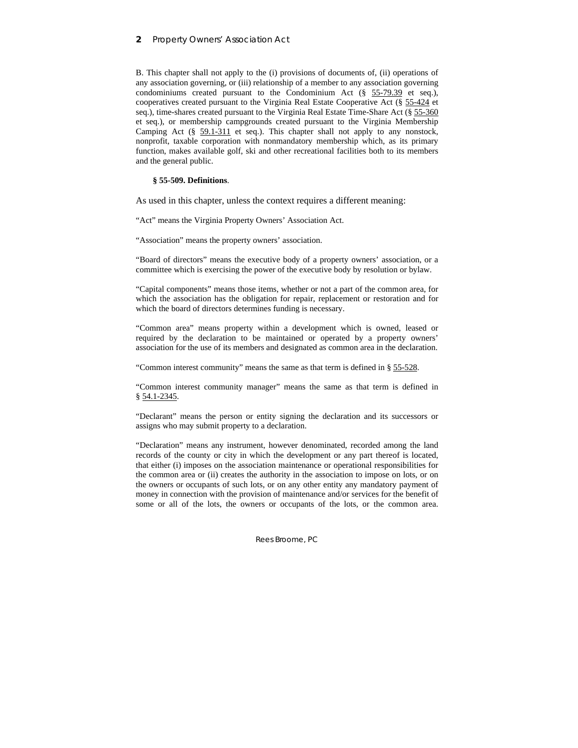B. This chapter shall not apply to the (i) provisions of documents of, (ii) operations of any association governing, or (iii) relationship of a member to any association governing condominiums created pursuant to the Condominium Act (§ 55-79.39 et seq.), cooperatives created pursuant to the Virginia Real Estate Cooperative Act (§ 55-424 et seq.), time-shares created pursuant to the Virginia Real Estate Time-Share Act (§ 55-360 et seq.), or membership campgrounds created pursuant to the Virginia Membership Camping Act (§ 59.1-311 et seq.). This chapter shall not apply to any nonstock, nonprofit, taxable corporation with nonmandatory membership which, as its primary function, makes available golf, ski and other recreational facilities both to its members and the general public.

**§ 55-509. Definitions**.

As used in this chapter, unless the context requires a different meaning:

"Act" means the Virginia Property Owners' Association Act.

"Association" means the property owners' association.

"Board of directors" means the executive body of a property owners' association, or a committee which is exercising the power of the executive body by resolution or bylaw.

"Capital components" means those items, whether or not a part of the common area, for which the association has the obligation for repair, replacement or restoration and for which the board of directors determines funding is necessary.

"Common area" means property within a development which is owned, leased or required by the declaration to be maintained or operated by a property owners' association for the use of its members and designated as common area in the declaration.

"Common interest community" means the same as that term is defined in § 55-528.

"Common interest community manager" means the same as that term is defined in § 54.1-2345.

"Declarant" means the person or entity signing the declaration and its successors or assigns who may submit property to a declaration.

"Declaration" means any instrument, however denominated, recorded among the land records of the county or city in which the development or any part thereof is located, that either (i) imposes on the association maintenance or operational responsibilities for the common area or (ii) creates the authority in the association to impose on lots, or on the owners or occupants of such lots, or on any other entity any mandatory payment of money in connection with the provision of maintenance and/or services for the benefit of some or all of the lots, the owners or occupants of the lots, or the common area.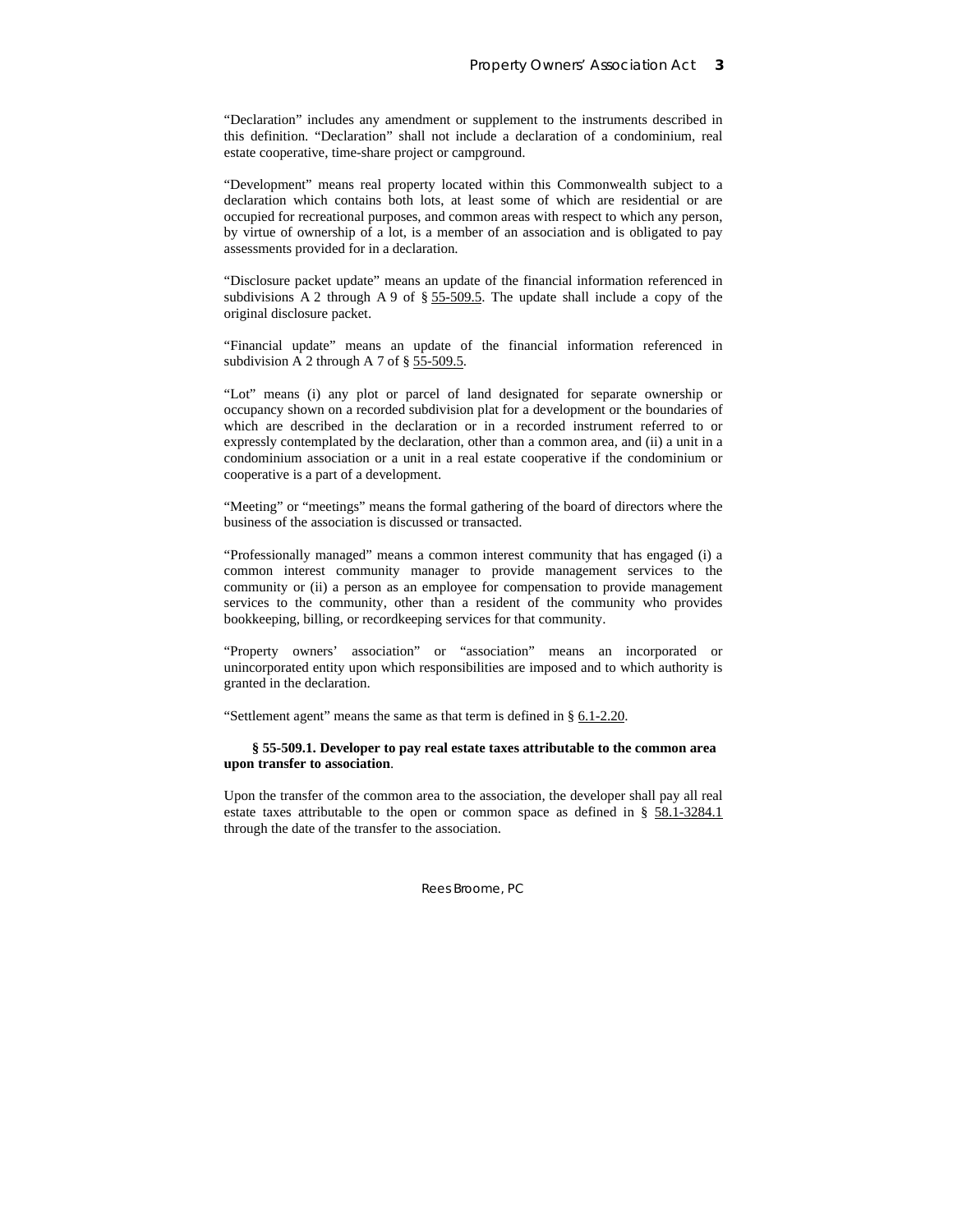"Declaration" includes any amendment or supplement to the instruments described in this definition. "Declaration" shall not include a declaration of a condominium, real estate cooperative, time-share project or campground.

"Development" means real property located within this Commonwealth subject to a declaration which contains both lots, at least some of which are residential or are occupied for recreational purposes, and common areas with respect to which any person, by virtue of ownership of a lot, is a member of an association and is obligated to pay assessments provided for in a declaration.

"Disclosure packet update" means an update of the financial information referenced in subdivisions A 2 through A 9 of § 55-509.5. The update shall include a copy of the original disclosure packet.

"Financial update" means an update of the financial information referenced in subdivision A 2 through A 7 of § 55-509.5.

"Lot" means (i) any plot or parcel of land designated for separate ownership or occupancy shown on a recorded subdivision plat for a development or the boundaries of which are described in the declaration or in a recorded instrument referred to or expressly contemplated by the declaration, other than a common area, and (ii) a unit in a condominium association or a unit in a real estate cooperative if the condominium or cooperative is a part of a development.

"Meeting" or "meetings" means the formal gathering of the board of directors where the business of the association is discussed or transacted.

"Professionally managed" means a common interest community that has engaged (i) a common interest community manager to provide management services to the community or (ii) a person as an employee for compensation to provide management services to the community, other than a resident of the community who provides bookkeeping, billing, or recordkeeping services for that community.

"Property owners' association" or "association" means an incorporated or unincorporated entity upon which responsibilities are imposed and to which authority is granted in the declaration.

"Settlement agent" means the same as that term is defined in § 6.1-2.20.

**§ 55-509.1. Developer to pay real estate taxes attributable to the common area upon transfer to association**.

Upon the transfer of the common area to the association, the developer shall pay all real estate taxes attributable to the open or common space as defined in § 58.1-3284.1 through the date of the transfer to the association.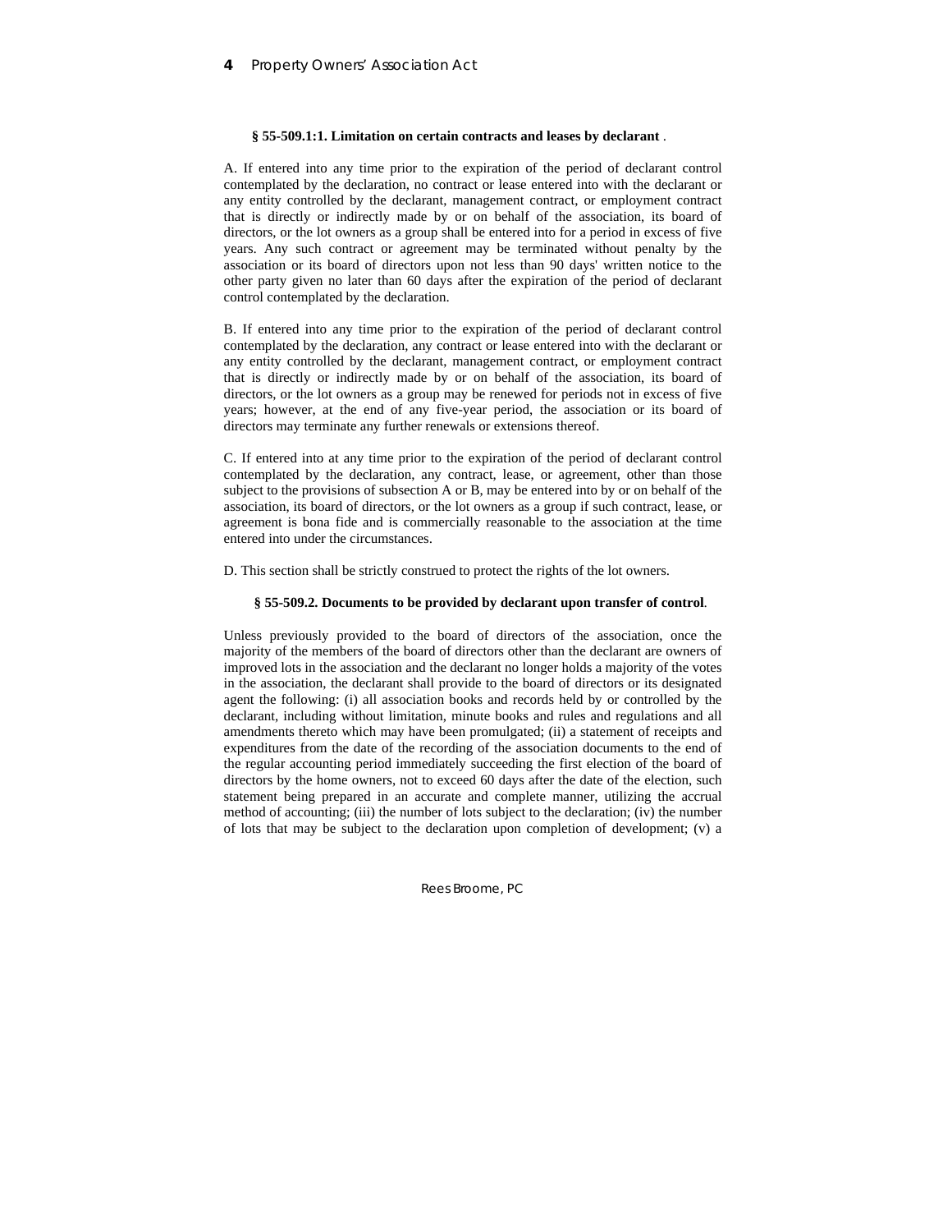**§ 55-509.1:1. Limitation on certain contracts and leases by declarant** .

A. If entered into any time prior to the expiration of the period of declarant control contemplated by the declaration, no contract or lease entered into with the declarant or any entity controlled by the declarant, management contract, or employment contract that is directly or indirectly made by or on behalf of the association, its board of directors, or the lot owners as a group shall be entered into for a period in excess of five years. Any such contract or agreement may be terminated without penalty by the association or its board of directors upon not less than 90 days' written notice to the other party given no later than 60 days after the expiration of the period of declarant control contemplated by the declaration.

B. If entered into any time prior to the expiration of the period of declarant control contemplated by the declaration, any contract or lease entered into with the declarant or any entity controlled by the declarant, management contract, or employment contract that is directly or indirectly made by or on behalf of the association, its board of directors, or the lot owners as a group may be renewed for periods not in excess of five years; however, at the end of any five-year period, the association or its board of directors may terminate any further renewals or extensions thereof.

C. If entered into at any time prior to the expiration of the period of declarant control contemplated by the declaration, any contract, lease, or agreement, other than those subject to the provisions of subsection A or B, may be entered into by or on behalf of the association, its board of directors, or the lot owners as a group if such contract, lease, or agreement is bona fide and is commercially reasonable to the association at the time entered into under the circumstances.

D. This section shall be strictly construed to protect the rights of the lot owners.

**§ 55-509.2. Documents to be provided by declarant upon transfer of control**.

Unless previously provided to the board of directors of the association, once the majority of the members of the board of directors other than the declarant are owners of improved lots in the association and the declarant no longer holds a majority of the votes in the association, the declarant shall provide to the board of directors or its designated agent the following: (i) all association books and records held by or controlled by the declarant, including without limitation, minute books and rules and regulations and all amendments thereto which may have been promulgated; (ii) a statement of receipts and expenditures from the date of the recording of the association documents to the end of the regular accounting period immediately succeeding the first election of the board of directors by the home owners, not to exceed 60 days after the date of the election, such statement being prepared in an accurate and complete manner, utilizing the accrual method of accounting; (iii) the number of lots subject to the declaration; (iv) the number of lots that may be subject to the declaration upon completion of development; (v) a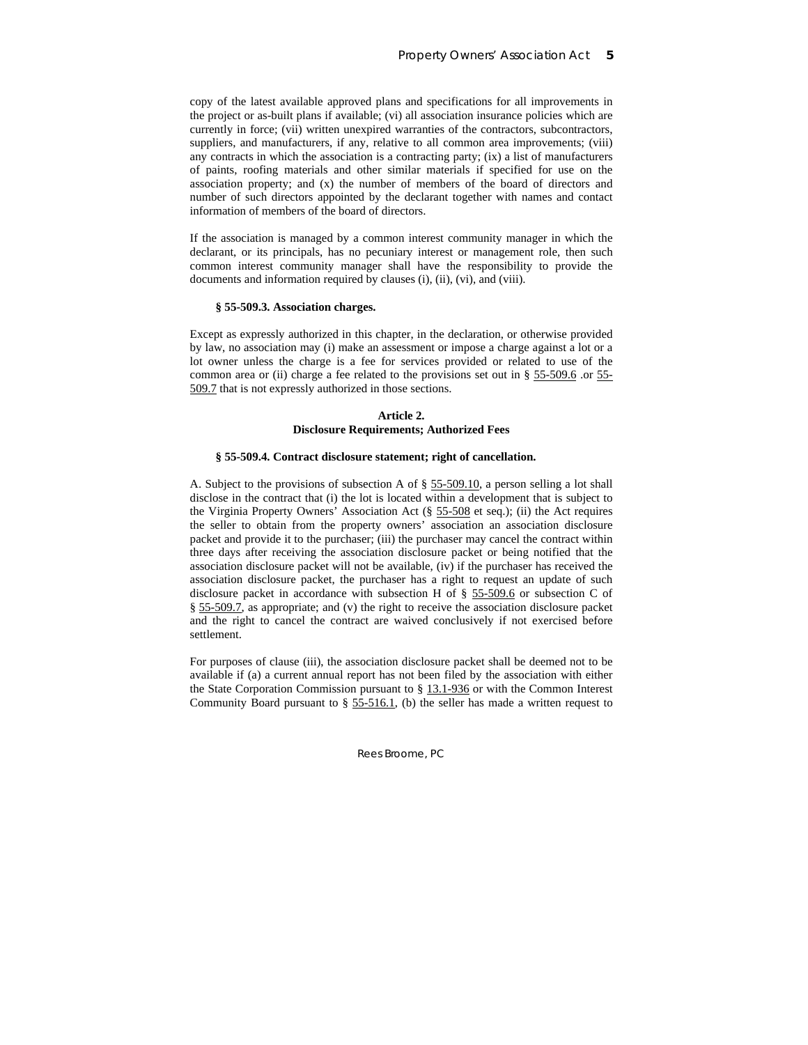copy of the latest available approved plans and specifications for all improvements in the project or as-built plans if available; (vi) all association insurance policies which are currently in force; (vii) written unexpired warranties of the contractors, subcontractors, suppliers, and manufacturers, if any, relative to all common area improvements; (viii) any contracts in which the association is a contracting party; (ix) a list of manufacturers of paints, roofing materials and other similar materials if specified for use on the association property; and (x) the number of members of the board of directors and number of such directors appointed by the declarant together with names and contact information of members of the board of directors.

If the association is managed by a common interest community manager in which the declarant, or its principals, has no pecuniary interest or management role, then such common interest community manager shall have the responsibility to provide the documents and information required by clauses (i), (ii), (vi), and (viii).

**§ 55-509.3. Association charges.**

Except as expressly authorized in this chapter, in the declaration, or otherwise provided by law, no association may (i) make an assessment or impose a charge against a lot or a lot owner unless the charge is a fee for services provided or related to use of the common area or (ii) charge a fee related to the provisions set out in § 55-509.6 .or 55-509.7 that is not expressly authorized in those sections.

## Article 2.
## Disclosure Requirements; Authorized Fees

**§ 55-509.4. Contract disclosure statement; right of cancellation.**

A. Subject to the provisions of subsection A of § 55-509.10, a person selling a lot shall disclose in the contract that (i) the lot is located within a development that is subject to the Virginia Property Owners' Association Act (§ 55-508 et seq.); (ii) the Act requires the seller to obtain from the property owners' association an association disclosure packet and provide it to the purchaser; (iii) the purchaser may cancel the contract within three days after receiving the association disclosure packet or being notified that the association disclosure packet will not be available, (iv) if the purchaser has received the association disclosure packet, the purchaser has a right to request an update of such disclosure packet in accordance with subsection H of § 55-509.6 or subsection C of § 55-509.7, as appropriate; and (v) the right to receive the association disclosure packet and the right to cancel the contract are waived conclusively if not exercised before settlement.

For purposes of clause (iii), the association disclosure packet shall be deemed not to be available if (a) a current annual report has not been filed by the association with either the State Corporation Commission pursuant to § 13.1-936 or with the Common Interest Community Board pursuant to § 55-516.1, (b) the seller has made a written request to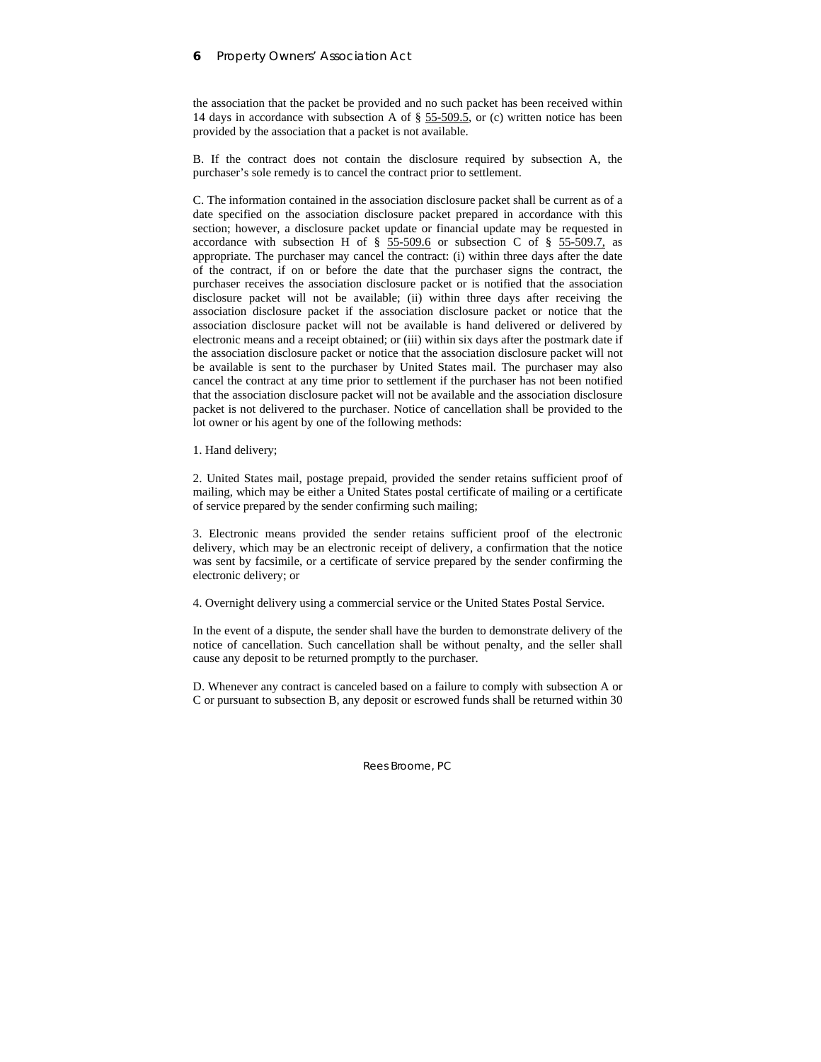the association that the packet be provided and no such packet has been received within 14 days in accordance with subsection A of § 55-509.5, or (c) written notice has been provided by the association that a packet is not available.

B. If the contract does not contain the disclosure required by subsection A, the purchaser's sole remedy is to cancel the contract prior to settlement.

C. The information contained in the association disclosure packet shall be current as of a date specified on the association disclosure packet prepared in accordance with this section; however, a disclosure packet update or financial update may be requested in accordance with subsection H of § 55-509.6 or subsection C of § 55-509.7, as appropriate. The purchaser may cancel the contract: (i) within three days after the date of the contract, if on or before the date that the purchaser signs the contract, the purchaser receives the association disclosure packet or is notified that the association disclosure packet will not be available; (ii) within three days after receiving the association disclosure packet if the association disclosure packet or notice that the association disclosure packet will not be available is hand delivered or delivered by electronic means and a receipt obtained; or (iii) within six days after the postmark date if the association disclosure packet or notice that the association disclosure packet will not be available is sent to the purchaser by United States mail. The purchaser may also cancel the contract at any time prior to settlement if the purchaser has not been notified that the association disclosure packet will not be available and the association disclosure packet is not delivered to the purchaser. Notice of cancellation shall be provided to the lot owner or his agent by one of the following methods:

1. Hand delivery;

2. United States mail, postage prepaid, provided the sender retains sufficient proof of mailing, which may be either a United States postal certificate of mailing or a certificate of service prepared by the sender confirming such mailing;

3. Electronic means provided the sender retains sufficient proof of the electronic delivery, which may be an electronic receipt of delivery, a confirmation that the notice was sent by facsimile, or a certificate of service prepared by the sender confirming the electronic delivery; or

4. Overnight delivery using a commercial service or the United States Postal Service.

In the event of a dispute, the sender shall have the burden to demonstrate delivery of the notice of cancellation. Such cancellation shall be without penalty, and the seller shall cause any deposit to be returned promptly to the purchaser.

D. Whenever any contract is canceled based on a failure to comply with subsection A or C or pursuant to subsection B, any deposit or escrowed funds shall be returned within 30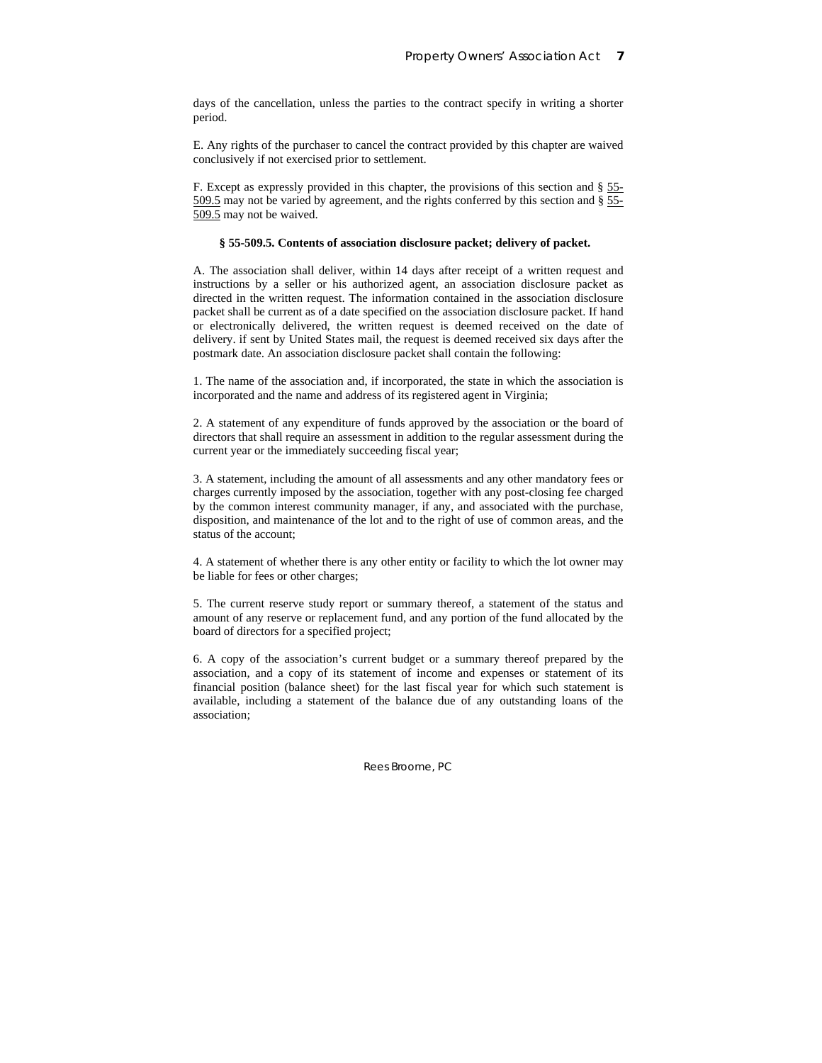days of the cancellation, unless the parties to the contract specify in writing a shorter period.

E. Any rights of the purchaser to cancel the contract provided by this chapter are waived conclusively if not exercised prior to settlement.

F. Except as expressly provided in this chapter, the provisions of this section and § 55-509.5 may not be varied by agreement, and the rights conferred by this section and § 55-509.5 may not be waived.

**§ 55-509.5. Contents of association disclosure packet; delivery of packet.**

A. The association shall deliver, within 14 days after receipt of a written request and instructions by a seller or his authorized agent, an association disclosure packet as directed in the written request. The information contained in the association disclosure packet shall be current as of a date specified on the association disclosure packet. If hand or electronically delivered, the written request is deemed received on the date of delivery. if sent by United States mail, the request is deemed received six days after the postmark date. An association disclosure packet shall contain the following:

1. The name of the association and, if incorporated, the state in which the association is incorporated and the name and address of its registered agent in Virginia;

2. A statement of any expenditure of funds approved by the association or the board of directors that shall require an assessment in addition to the regular assessment during the current year or the immediately succeeding fiscal year;

3. A statement, including the amount of all assessments and any other mandatory fees or charges currently imposed by the association, together with any post-closing fee charged by the common interest community manager, if any, and associated with the purchase, disposition, and maintenance of the lot and to the right of use of common areas, and the status of the account;

4. A statement of whether there is any other entity or facility to which the lot owner may be liable for fees or other charges;

5. The current reserve study report or summary thereof, a statement of the status and amount of any reserve or replacement fund, and any portion of the fund allocated by the board of directors for a specified project;

6. A copy of the association's current budget or a summary thereof prepared by the association, and a copy of its statement of income and expenses or statement of its financial position (balance sheet) for the last fiscal year for which such statement is available, including a statement of the balance due of any outstanding loans of the association;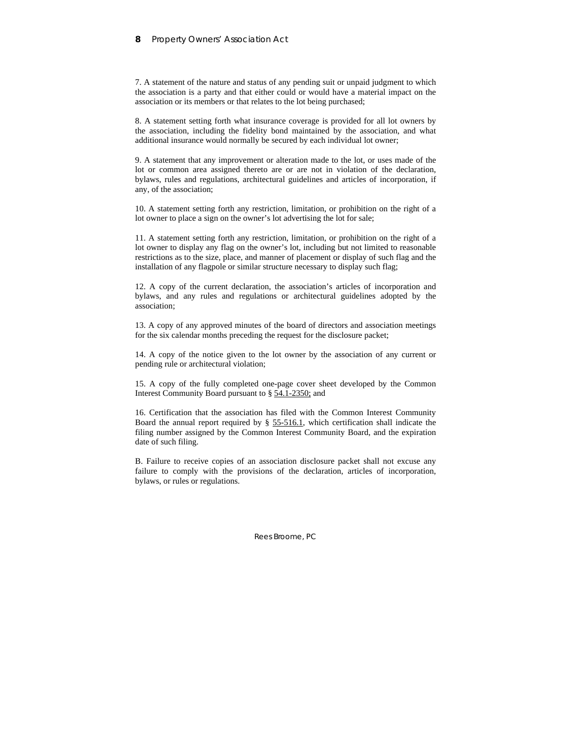7. A statement of the nature and status of any pending suit or unpaid judgment to which the association is a party and that either could or would have a material impact on the association or its members or that relates to the lot being purchased;

8. A statement setting forth what insurance coverage is provided for all lot owners by the association, including the fidelity bond maintained by the association, and what additional insurance would normally be secured by each individual lot owner;

9. A statement that any improvement or alteration made to the lot, or uses made of the lot or common area assigned thereto are or are not in violation of the declaration, bylaws, rules and regulations, architectural guidelines and articles of incorporation, if any, of the association;

10. A statement setting forth any restriction, limitation, or prohibition on the right of a lot owner to place a sign on the owner's lot advertising the lot for sale;

11. A statement setting forth any restriction, limitation, or prohibition on the right of a lot owner to display any flag on the owner's lot, including but not limited to reasonable restrictions as to the size, place, and manner of placement or display of such flag and the installation of any flagpole or similar structure necessary to display such flag;

12. A copy of the current declaration, the association's articles of incorporation and bylaws, and any rules and regulations or architectural guidelines adopted by the association;

13. A copy of any approved minutes of the board of directors and association meetings for the six calendar months preceding the request for the disclosure packet;

14. A copy of the notice given to the lot owner by the association of any current or pending rule or architectural violation;

15. A copy of the fully completed one-page cover sheet developed by the Common Interest Community Board pursuant to § 54.1-2350; and

16. Certification that the association has filed with the Common Interest Community Board the annual report required by § 55-516.1, which certification shall indicate the filing number assigned by the Common Interest Community Board, and the expiration date of such filing.

B. Failure to receive copies of an association disclosure packet shall not excuse any failure to comply with the provisions of the declaration, articles of incorporation, bylaws, or rules or regulations.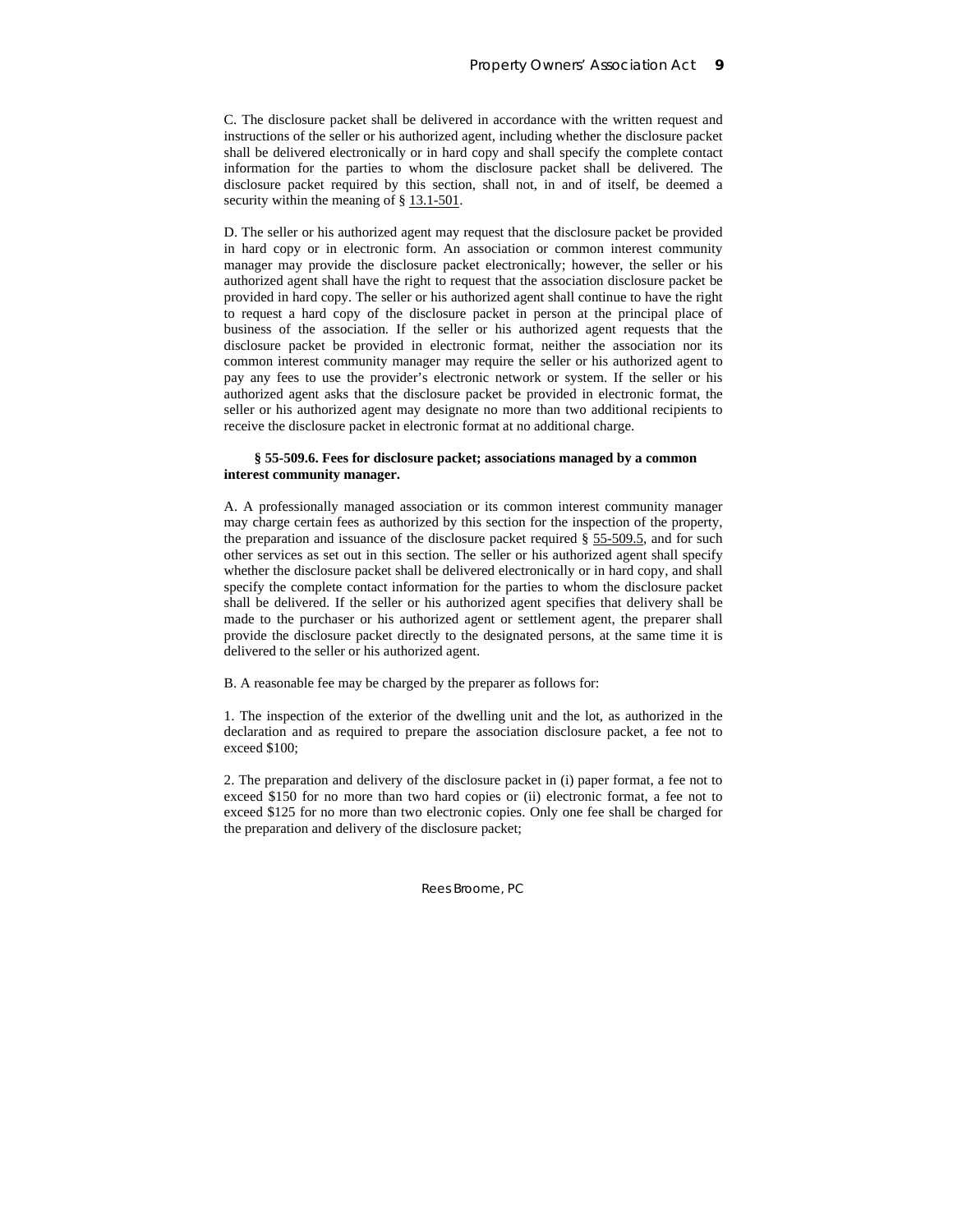C. The disclosure packet shall be delivered in accordance with the written request and instructions of the seller or his authorized agent, including whether the disclosure packet shall be delivered electronically or in hard copy and shall specify the complete contact information for the parties to whom the disclosure packet shall be delivered. The disclosure packet required by this section, shall not, in and of itself, be deemed a security within the meaning of § 13.1-501.

D. The seller or his authorized agent may request that the disclosure packet be provided in hard copy or in electronic form. An association or common interest community manager may provide the disclosure packet electronically; however, the seller or his authorized agent shall have the right to request that the association disclosure packet be provided in hard copy. The seller or his authorized agent shall continue to have the right to request a hard copy of the disclosure packet in person at the principal place of business of the association. If the seller or his authorized agent requests that the disclosure packet be provided in electronic format, neither the association nor its common interest community manager may require the seller or his authorized agent to pay any fees to use the provider's electronic network or system. If the seller or his authorized agent asks that the disclosure packet be provided in electronic format, the seller or his authorized agent may designate no more than two additional recipients to receive the disclosure packet in electronic format at no additional charge.

**§ 55-509.6. Fees for disclosure packet; associations managed by a common interest community manager.**

A. A professionally managed association or its common interest community manager may charge certain fees as authorized by this section for the inspection of the property, the preparation and issuance of the disclosure packet required § 55-509.5, and for such other services as set out in this section. The seller or his authorized agent shall specify whether the disclosure packet shall be delivered electronically or in hard copy, and shall specify the complete contact information for the parties to whom the disclosure packet shall be delivered. If the seller or his authorized agent specifies that delivery shall be made to the purchaser or his authorized agent or settlement agent, the preparer shall provide the disclosure packet directly to the designated persons, at the same time it is delivered to the seller or his authorized agent.

B. A reasonable fee may be charged by the preparer as follows for:

1. The inspection of the exterior of the dwelling unit and the lot, as authorized in the declaration and as required to prepare the association disclosure packet, a fee not to exceed $100;

2. The preparation and delivery of the disclosure packet in (i) paper format, a fee not to exceed $150 for no more than two hard copies or (ii) electronic format, a fee not to exceed $125 for no more than two electronic copies. Only one fee shall be charged for the preparation and delivery of the disclosure packet;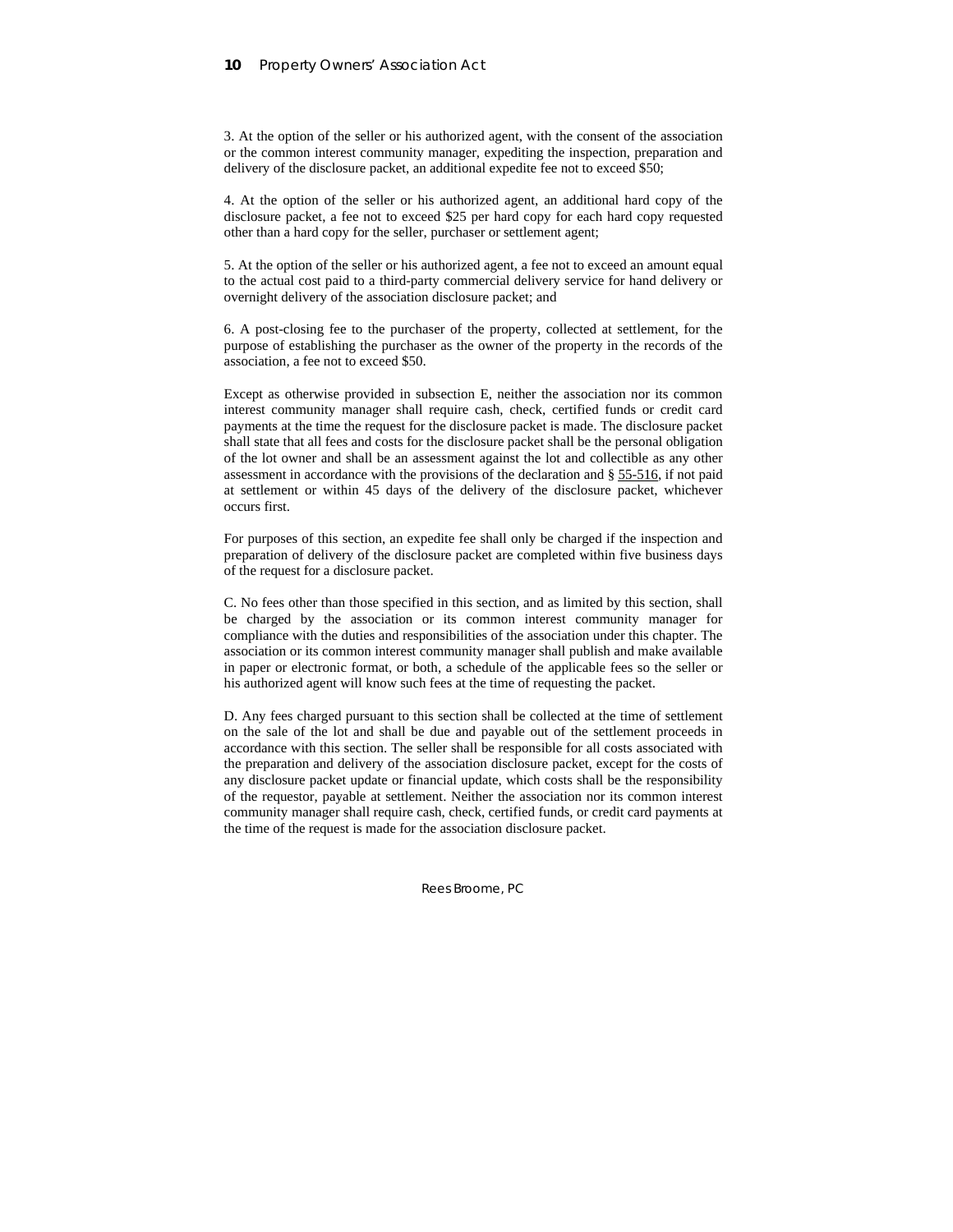3. At the option of the seller or his authorized agent, with the consent of the association or the common interest community manager, expediting the inspection, preparation and delivery of the disclosure packet, an additional expedite fee not to exceed $50;

4. At the option of the seller or his authorized agent, an additional hard copy of the disclosure packet, a fee not to exceed $25 per hard copy for each hard copy requested other than a hard copy for the seller, purchaser or settlement agent;

5. At the option of the seller or his authorized agent, a fee not to exceed an amount equal to the actual cost paid to a third-party commercial delivery service for hand delivery or overnight delivery of the association disclosure packet; and

6. A post-closing fee to the purchaser of the property, collected at settlement, for the purpose of establishing the purchaser as the owner of the property in the records of the association, a fee not to exceed $50.

Except as otherwise provided in subsection E, neither the association nor its common interest community manager shall require cash, check, certified funds or credit card payments at the time the request for the disclosure packet is made. The disclosure packet shall state that all fees and costs for the disclosure packet shall be the personal obligation of the lot owner and shall be an assessment against the lot and collectible as any other assessment in accordance with the provisions of the declaration and § 55-516, if not paid at settlement or within 45 days of the delivery of the disclosure packet, whichever occurs first.

For purposes of this section, an expedite fee shall only be charged if the inspection and preparation of delivery of the disclosure packet are completed within five business days of the request for a disclosure packet.

C. No fees other than those specified in this section, and as limited by this section, shall be charged by the association or its common interest community manager for compliance with the duties and responsibilities of the association under this chapter. The association or its common interest community manager shall publish and make available in paper or electronic format, or both, a schedule of the applicable fees so the seller or his authorized agent will know such fees at the time of requesting the packet.

D. Any fees charged pursuant to this section shall be collected at the time of settlement on the sale of the lot and shall be due and payable out of the settlement proceeds in accordance with this section. The seller shall be responsible for all costs associated with the preparation and delivery of the association disclosure packet, except for the costs of any disclosure packet update or financial update, which costs shall be the responsibility of the requestor, payable at settlement. Neither the association nor its common interest community manager shall require cash, check, certified funds, or credit card payments at the time of the request is made for the association disclosure packet.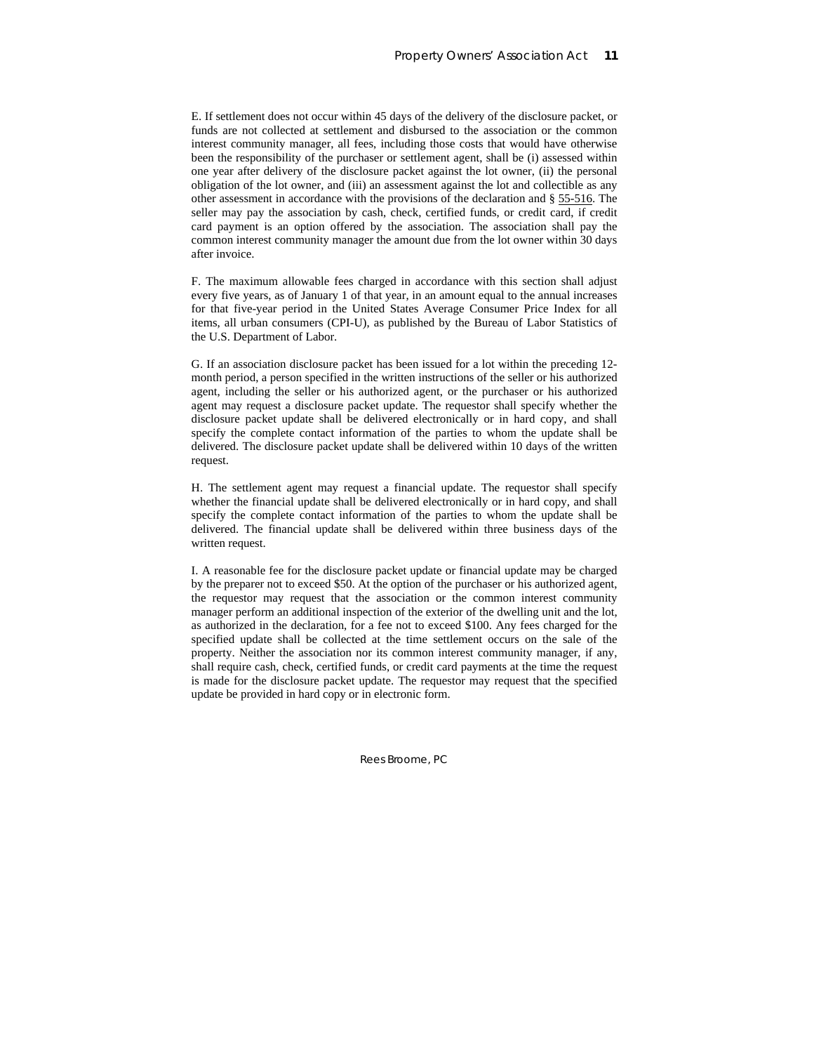E. If settlement does not occur within 45 days of the delivery of the disclosure packet, or funds are not collected at settlement and disbursed to the association or the common interest community manager, all fees, including those costs that would have otherwise been the responsibility of the purchaser or settlement agent, shall be (i) assessed within one year after delivery of the disclosure packet against the lot owner, (ii) the personal obligation of the lot owner, and (iii) an assessment against the lot and collectible as any other assessment in accordance with the provisions of the declaration and § 55-516. The seller may pay the association by cash, check, certified funds, or credit card, if credit card payment is an option offered by the association. The association shall pay the common interest community manager the amount due from the lot owner within 30 days after invoice.

F. The maximum allowable fees charged in accordance with this section shall adjust every five years, as of January 1 of that year, in an amount equal to the annual increases for that five-year period in the United States Average Consumer Price Index for all items, all urban consumers (CPI-U), as published by the Bureau of Labor Statistics of the U.S. Department of Labor.

G. If an association disclosure packet has been issued for a lot within the preceding 12-month period, a person specified in the written instructions of the seller or his authorized agent, including the seller or his authorized agent, or the purchaser or his authorized agent may request a disclosure packet update. The requestor shall specify whether the disclosure packet update shall be delivered electronically or in hard copy, and shall specify the complete contact information of the parties to whom the update shall be delivered. The disclosure packet update shall be delivered within 10 days of the written request.

H. The settlement agent may request a financial update. The requestor shall specify whether the financial update shall be delivered electronically or in hard copy, and shall specify the complete contact information of the parties to whom the update shall be delivered. The financial update shall be delivered within three business days of the written request.

I. A reasonable fee for the disclosure packet update or financial update may be charged by the preparer not to exceed $50. At the option of the purchaser or his authorized agent, the requestor may request that the association or the common interest community manager perform an additional inspection of the exterior of the dwelling unit and the lot, as authorized in the declaration, for a fee not to exceed $100. Any fees charged for the specified update shall be collected at the time settlement occurs on the sale of the property. Neither the association nor its common interest community manager, if any, shall require cash, check, certified funds, or credit card payments at the time the request is made for the disclosure packet update. The requestor may request that the specified update be provided in hard copy or in electronic form.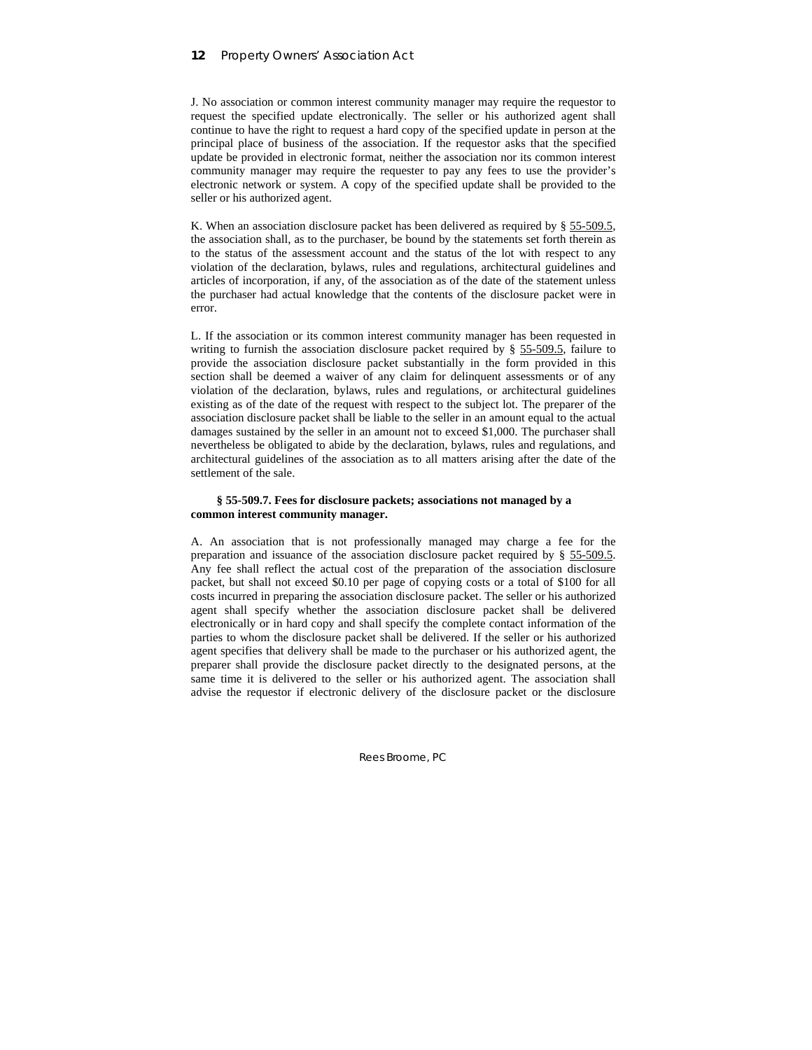J. No association or common interest community manager may require the requestor to request the specified update electronically. The seller or his authorized agent shall continue to have the right to request a hard copy of the specified update in person at the principal place of business of the association. If the requestor asks that the specified update be provided in electronic format, neither the association nor its common interest community manager may require the requester to pay any fees to use the provider's electronic network or system. A copy of the specified update shall be provided to the seller or his authorized agent.

K. When an association disclosure packet has been delivered as required by § 55-509.5, the association shall, as to the purchaser, be bound by the statements set forth therein as to the status of the assessment account and the status of the lot with respect to any violation of the declaration, bylaws, rules and regulations, architectural guidelines and articles of incorporation, if any, of the association as of the date of the statement unless the purchaser had actual knowledge that the contents of the disclosure packet were in error.

L. If the association or its common interest community manager has been requested in writing to furnish the association disclosure packet required by § 55-509.5, failure to provide the association disclosure packet substantially in the form provided in this section shall be deemed a waiver of any claim for delinquent assessments or of any violation of the declaration, bylaws, rules and regulations, or architectural guidelines existing as of the date of the request with respect to the subject lot. The preparer of the association disclosure packet shall be liable to the seller in an amount equal to the actual damages sustained by the seller in an amount not to exceed $1,000. The purchaser shall nevertheless be obligated to abide by the declaration, bylaws, rules and regulations, and architectural guidelines of the association as to all matters arising after the date of the settlement of the sale.

**§ 55-509.7. Fees for disclosure packets; associations not managed by a common interest community manager.**

A. An association that is not professionally managed may charge a fee for the preparation and issuance of the association disclosure packet required by § 55-509.5. Any fee shall reflect the actual cost of the preparation of the association disclosure packet, but shall not exceed $0.10 per page of copying costs or a total of $100 for all costs incurred in preparing the association disclosure packet. The seller or his authorized agent shall specify whether the association disclosure packet shall be delivered electronically or in hard copy and shall specify the complete contact information of the parties to whom the disclosure packet shall be delivered. If the seller or his authorized agent specifies that delivery shall be made to the purchaser or his authorized agent, the preparer shall provide the disclosure packet directly to the designated persons, at the same time it is delivered to the seller or his authorized agent. The association shall advise the requestor if electronic delivery of the disclosure packet or the disclosure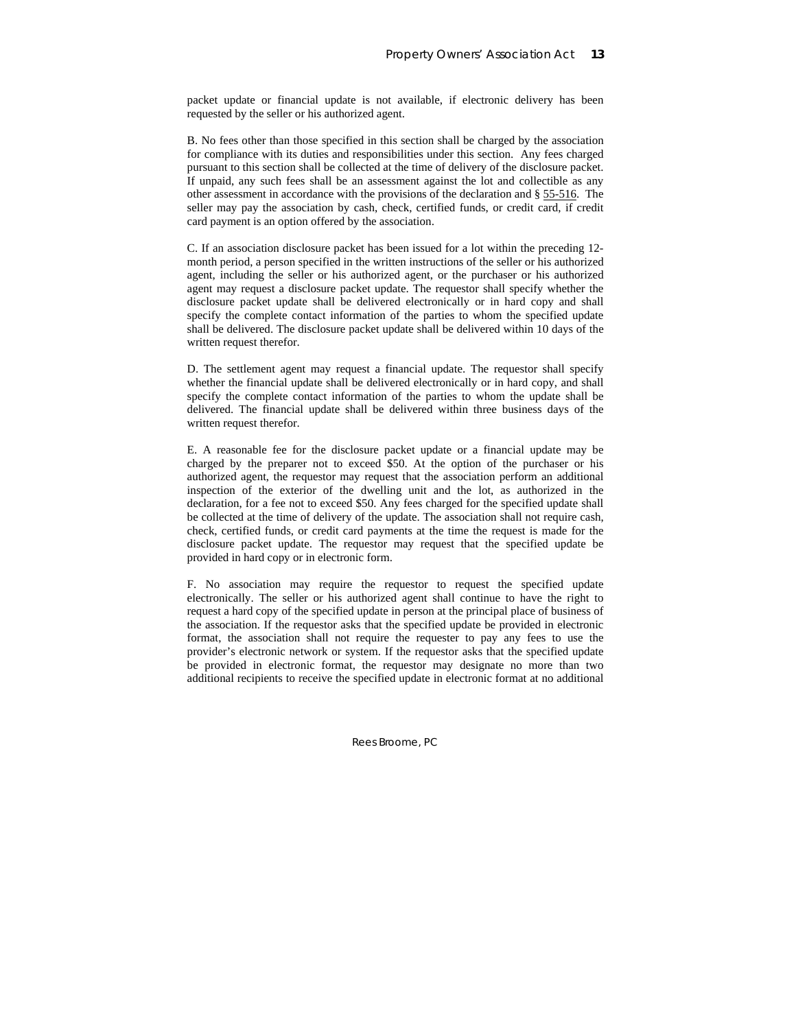packet update or financial update is not available, if electronic delivery has been requested by the seller or his authorized agent.

B. No fees other than those specified in this section shall be charged by the association for compliance with its duties and responsibilities under this section. Any fees charged pursuant to this section shall be collected at the time of delivery of the disclosure packet. If unpaid, any such fees shall be an assessment against the lot and collectible as any other assessment in accordance with the provisions of the declaration and § 55-516. The seller may pay the association by cash, check, certified funds, or credit card, if credit card payment is an option offered by the association.

C. If an association disclosure packet has been issued for a lot within the preceding 12-month period, a person specified in the written instructions of the seller or his authorized agent, including the seller or his authorized agent, or the purchaser or his authorized agent may request a disclosure packet update. The requestor shall specify whether the disclosure packet update shall be delivered electronically or in hard copy and shall specify the complete contact information of the parties to whom the specified update shall be delivered. The disclosure packet update shall be delivered within 10 days of the written request therefor.

D. The settlement agent may request a financial update. The requestor shall specify whether the financial update shall be delivered electronically or in hard copy, and shall specify the complete contact information of the parties to whom the update shall be delivered. The financial update shall be delivered within three business days of the written request therefor.

E. A reasonable fee for the disclosure packet update or a financial update may be charged by the preparer not to exceed $50. At the option of the purchaser or his authorized agent, the requestor may request that the association perform an additional inspection of the exterior of the dwelling unit and the lot, as authorized in the declaration, for a fee not to exceed $50. Any fees charged for the specified update shall be collected at the time of delivery of the update. The association shall not require cash, check, certified funds, or credit card payments at the time the request is made for the disclosure packet update. The requestor may request that the specified update be provided in hard copy or in electronic form.

F. No association may require the requestor to request the specified update electronically. The seller or his authorized agent shall continue to have the right to request a hard copy of the specified update in person at the principal place of business of the association. If the requestor asks that the specified update be provided in electronic format, the association shall not require the requester to pay any fees to use the provider's electronic network or system. If the requestor asks that the specified update be provided in electronic format, the requestor may designate no more than two additional recipients to receive the specified update in electronic format at no additional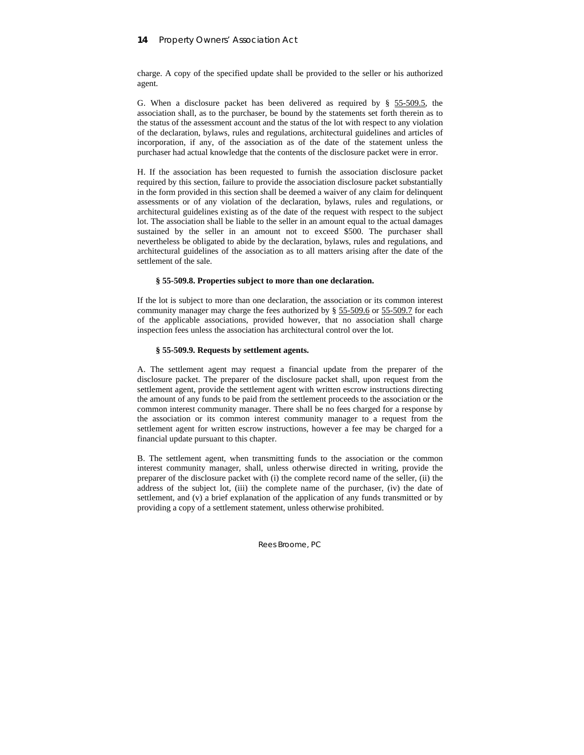charge. A copy of the specified update shall be provided to the seller or his authorized agent.

G. When a disclosure packet has been delivered as required by § 55-509.5, the association shall, as to the purchaser, be bound by the statements set forth therein as to the status of the assessment account and the status of the lot with respect to any violation of the declaration, bylaws, rules and regulations, architectural guidelines and articles of incorporation, if any, of the association as of the date of the statement unless the purchaser had actual knowledge that the contents of the disclosure packet were in error.

H. If the association has been requested to furnish the association disclosure packet required by this section, failure to provide the association disclosure packet substantially in the form provided in this section shall be deemed a waiver of any claim for delinquent assessments or of any violation of the declaration, bylaws, rules and regulations, or architectural guidelines existing as of the date of the request with respect to the subject lot. The association shall be liable to the seller in an amount equal to the actual damages sustained by the seller in an amount not to exceed $500. The purchaser shall nevertheless be obligated to abide by the declaration, bylaws, rules and regulations, and architectural guidelines of the association as to all matters arising after the date of the settlement of the sale.

**§ 55-509.8. Properties subject to more than one declaration.**

If the lot is subject to more than one declaration, the association or its common interest community manager may charge the fees authorized by § 55-509.6 or 55-509.7 for each of the applicable associations, provided however, that no association shall charge inspection fees unless the association has architectural control over the lot.

**§ 55-509.9. Requests by settlement agents.**

A. The settlement agent may request a financial update from the preparer of the disclosure packet. The preparer of the disclosure packet shall, upon request from the settlement agent, provide the settlement agent with written escrow instructions directing the amount of any funds to be paid from the settlement proceeds to the association or the common interest community manager. There shall be no fees charged for a response by the association or its common interest community manager to a request from the settlement agent for written escrow instructions, however a fee may be charged for a financial update pursuant to this chapter.

B. The settlement agent, when transmitting funds to the association or the common interest community manager, shall, unless otherwise directed in writing, provide the preparer of the disclosure packet with (i) the complete record name of the seller, (ii) the address of the subject lot, (iii) the complete name of the purchaser, (iv) the date of settlement, and (v) a brief explanation of the application of any funds transmitted or by providing a copy of a settlement statement, unless otherwise prohibited.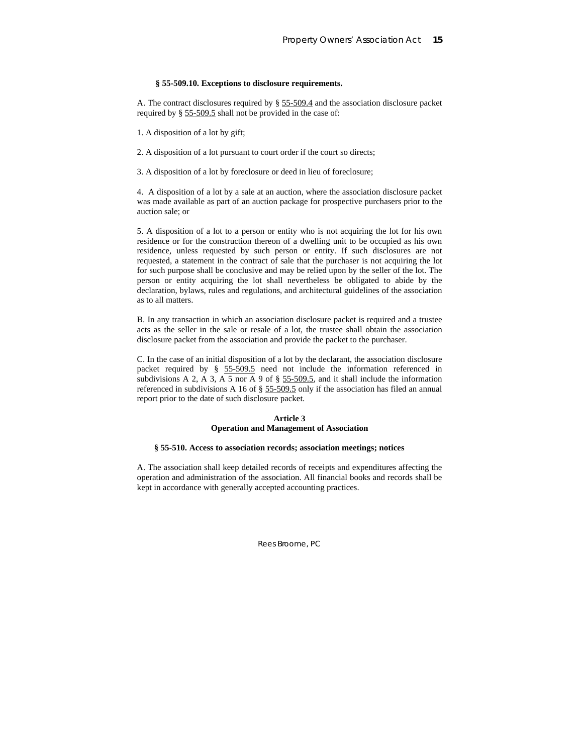**§ 55-509.10. Exceptions to disclosure requirements.**

A. The contract disclosures required by § 55-509.4 and the association disclosure packet required by § 55-509.5 shall not be provided in the case of:

1. A disposition of a lot by gift;

2. A disposition of a lot pursuant to court order if the court so directs;

3. A disposition of a lot by foreclosure or deed in lieu of foreclosure;

4. A disposition of a lot by a sale at an auction, where the association disclosure packet was made available as part of an auction package for prospective purchasers prior to the auction sale; or

5. A disposition of a lot to a person or entity who is not acquiring the lot for his own residence or for the construction thereon of a dwelling unit to be occupied as his own residence, unless requested by such person or entity. If such disclosures are not requested, a statement in the contract of sale that the purchaser is not acquiring the lot for such purpose shall be conclusive and may be relied upon by the seller of the lot. The person or entity acquiring the lot shall nevertheless be obligated to abide by the declaration, bylaws, rules and regulations, and architectural guidelines of the association as to all matters.

B. In any transaction in which an association disclosure packet is required and a trustee acts as the seller in the sale or resale of a lot, the trustee shall obtain the association disclosure packet from the association and provide the packet to the purchaser.

C. In the case of an initial disposition of a lot by the declarant, the association disclosure packet required by § 55-509.5 need not include the information referenced in subdivisions A 2, A 3, A 5 nor A 9 of § 55-509.5, and it shall include the information referenced in subdivisions A 16 of § 55-509.5 only if the association has filed an annual report prior to the date of such disclosure packet.

## Article 3
## Operation and Management of Association

**§ 55-510. Access to association records; association meetings; notices**

A. The association shall keep detailed records of receipts and expenditures affecting the operation and administration of the association. All financial books and records shall be kept in accordance with generally accepted accounting practices.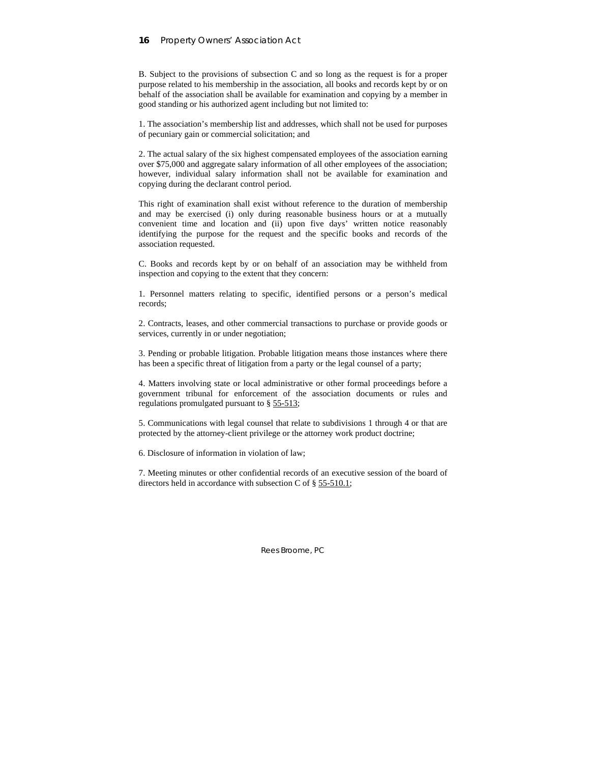B. Subject to the provisions of subsection C and so long as the request is for a proper purpose related to his membership in the association, all books and records kept by or on behalf of the association shall be available for examination and copying by a member in good standing or his authorized agent including but not limited to:

1. The association's membership list and addresses, which shall not be used for purposes of pecuniary gain or commercial solicitation; and

2. The actual salary of the six highest compensated employees of the association earning over $75,000 and aggregate salary information of all other employees of the association; however, individual salary information shall not be available for examination and copying during the declarant control period.

This right of examination shall exist without reference to the duration of membership and may be exercised (i) only during reasonable business hours or at a mutually convenient time and location and (ii) upon five days' written notice reasonably identifying the purpose for the request and the specific books and records of the association requested.

C. Books and records kept by or on behalf of an association may be withheld from inspection and copying to the extent that they concern:

1. Personnel matters relating to specific, identified persons or a person's medical records;

2. Contracts, leases, and other commercial transactions to purchase or provide goods or services, currently in or under negotiation;

3. Pending or probable litigation. Probable litigation means those instances where there has been a specific threat of litigation from a party or the legal counsel of a party;

4. Matters involving state or local administrative or other formal proceedings before a government tribunal for enforcement of the association documents or rules and regulations promulgated pursuant to § 55-513;

5. Communications with legal counsel that relate to subdivisions 1 through 4 or that are protected by the attorney-client privilege or the attorney work product doctrine;

6. Disclosure of information in violation of law;

7. Meeting minutes or other confidential records of an executive session of the board of directors held in accordance with subsection C of § 55-510.1;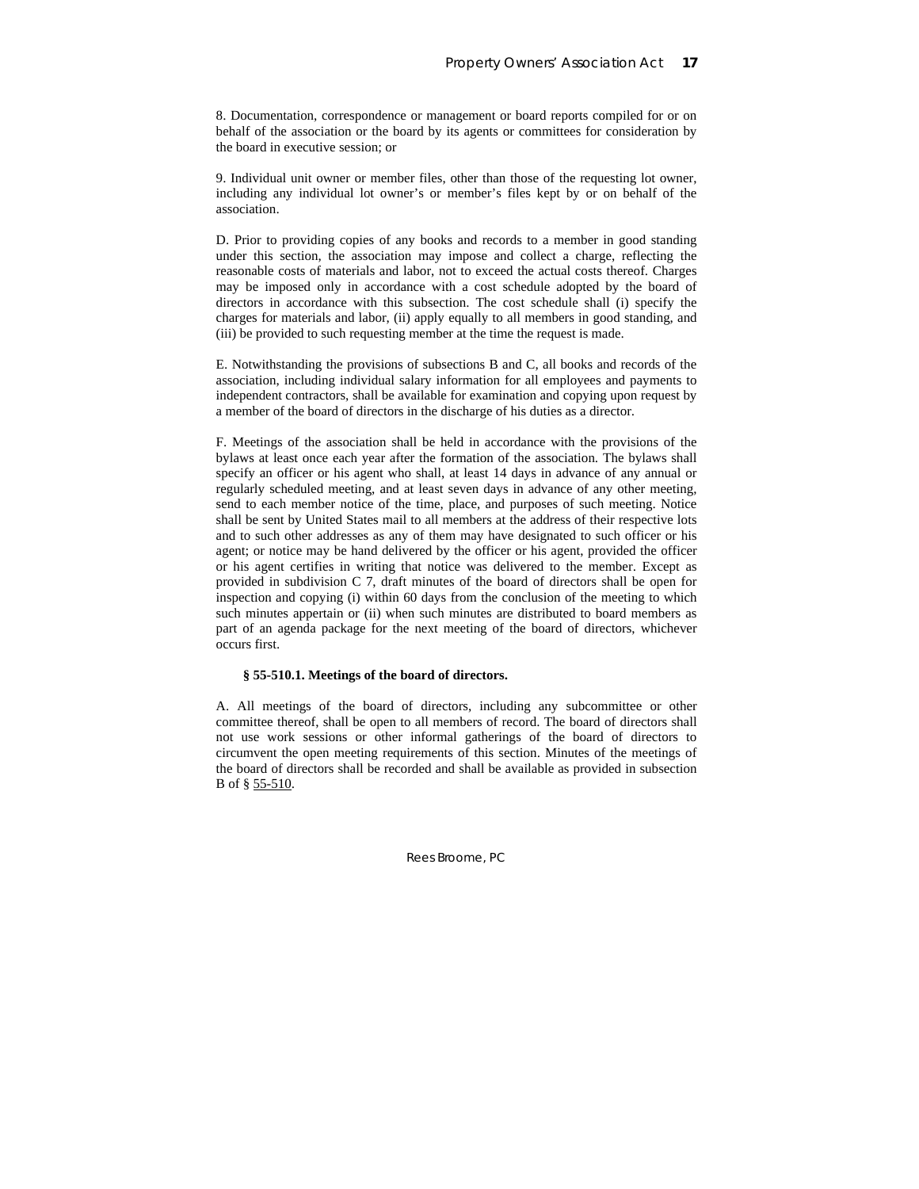8. Documentation, correspondence or management or board reports compiled for or on behalf of the association or the board by its agents or committees for consideration by the board in executive session; or

9. Individual unit owner or member files, other than those of the requesting lot owner, including any individual lot owner's or member's files kept by or on behalf of the association.

D. Prior to providing copies of any books and records to a member in good standing under this section, the association may impose and collect a charge, reflecting the reasonable costs of materials and labor, not to exceed the actual costs thereof. Charges may be imposed only in accordance with a cost schedule adopted by the board of directors in accordance with this subsection. The cost schedule shall (i) specify the charges for materials and labor, (ii) apply equally to all members in good standing, and (iii) be provided to such requesting member at the time the request is made.

E. Notwithstanding the provisions of subsections B and C, all books and records of the association, including individual salary information for all employees and payments to independent contractors, shall be available for examination and copying upon request by a member of the board of directors in the discharge of his duties as a director.

F. Meetings of the association shall be held in accordance with the provisions of the bylaws at least once each year after the formation of the association. The bylaws shall specify an officer or his agent who shall, at least 14 days in advance of any annual or regularly scheduled meeting, and at least seven days in advance of any other meeting, send to each member notice of the time, place, and purposes of such meeting. Notice shall be sent by United States mail to all members at the address of their respective lots and to such other addresses as any of them may have designated to such officer or his agent; or notice may be hand delivered by the officer or his agent, provided the officer or his agent certifies in writing that notice was delivered to the member. Except as provided in subdivision C 7, draft minutes of the board of directors shall be open for inspection and copying (i) within 60 days from the conclusion of the meeting to which such minutes appertain or (ii) when such minutes are distributed to board members as part of an agenda package for the next meeting of the board of directors, whichever occurs first.

**§ 55-510.1. Meetings of the board of directors.**

A. All meetings of the board of directors, including any subcommittee or other committee thereof, shall be open to all members of record. The board of directors shall not use work sessions or other informal gatherings of the board of directors to circumvent the open meeting requirements of this section. Minutes of the meetings of the board of directors shall be recorded and shall be available as provided in subsection B of § 55-510.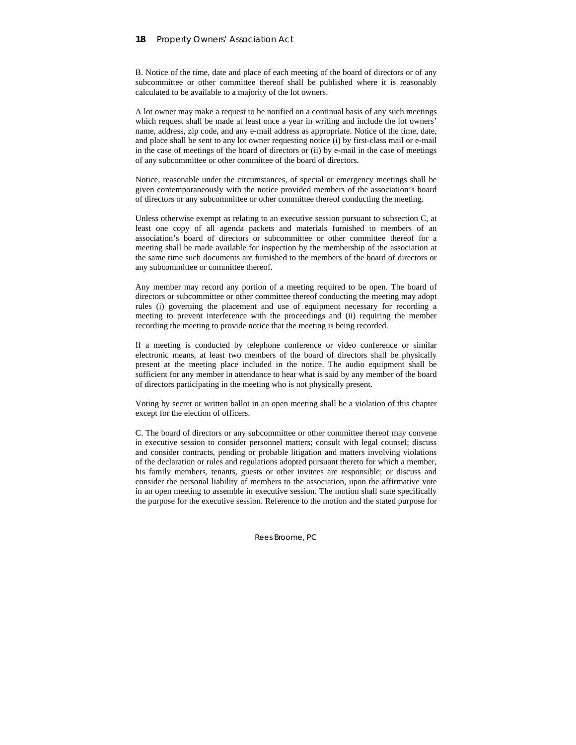B. Notice of the time, date and place of each meeting of the board of directors or of any subcommittee or other committee thereof shall be published where it is reasonably calculated to be available to a majority of the lot owners.

A lot owner may make a request to be notified on a continual basis of any such meetings which request shall be made at least once a year in writing and include the lot owners' name, address, zip code, and any e-mail address as appropriate. Notice of the time, date, and place shall be sent to any lot owner requesting notice (i) by first-class mail or e-mail in the case of meetings of the board of directors or (ii) by e-mail in the case of meetings of any subcommittee or other committee of the board of directors.

Notice, reasonable under the circumstances, of special or emergency meetings shall be given contemporaneously with the notice provided members of the association's board of directors or any subcommittee or other committee thereof conducting the meeting.

Unless otherwise exempt as relating to an executive session pursuant to subsection C, at least one copy of all agenda packets and materials furnished to members of an association's board of directors or subcommittee or other committee thereof for a meeting shall be made available for inspection by the membership of the association at the same time such documents are furnished to the members of the board of directors or any subcommittee or committee thereof.

Any member may record any portion of a meeting required to be open. The board of directors or subcommittee or other committee thereof conducting the meeting may adopt rules (i) governing the placement and use of equipment necessary for recording a meeting to prevent interference with the proceedings and (ii) requiring the member recording the meeting to provide notice that the meeting is being recorded.

If a meeting is conducted by telephone conference or video conference or similar electronic means, at least two members of the board of directors shall be physically present at the meeting place included in the notice. The audio equipment shall be sufficient for any member in attendance to hear what is said by any member of the board of directors participating in the meeting who is not physically present.

Voting by secret or written ballot in an open meeting shall be a violation of this chapter except for the election of officers.

C. The board of directors or any subcommittee or other committee thereof may convene in executive session to consider personnel matters; consult with legal counsel; discuss and consider contracts, pending or probable litigation and matters involving violations of the declaration or rules and regulations adopted pursuant thereto for which a member, his family members, tenants, guests or other invitees are responsible; or discuss and consider the personal liability of members to the association, upon the affirmative vote in an open meeting to assemble in executive session. The motion shall state specifically the purpose for the executive session. Reference to the motion and the stated purpose for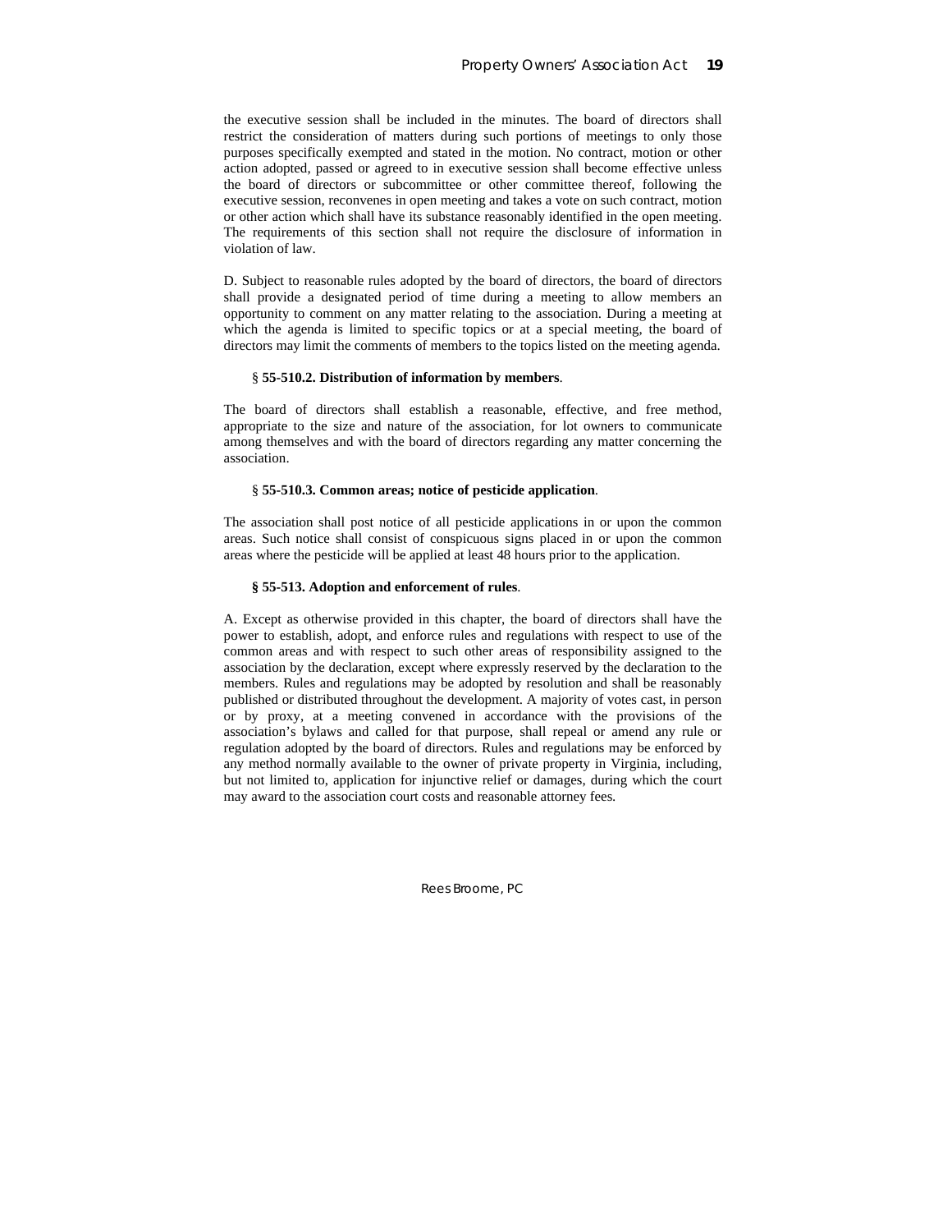the executive session shall be included in the minutes. The board of directors shall restrict the consideration of matters during such portions of meetings to only those purposes specifically exempted and stated in the motion. No contract, motion or other action adopted, passed or agreed to in executive session shall become effective unless the board of directors or subcommittee or other committee thereof, following the executive session, reconvenes in open meeting and takes a vote on such contract, motion or other action which shall have its substance reasonably identified in the open meeting. The requirements of this section shall not require the disclosure of information in violation of law.

D. Subject to reasonable rules adopted by the board of directors, the board of directors shall provide a designated period of time during a meeting to allow members an opportunity to comment on any matter relating to the association. During a meeting at which the agenda is limited to specific topics or at a special meeting, the board of directors may limit the comments of members to the topics listed on the meeting agenda.

**§ 55-510.2. Distribution of information by members**.

The board of directors shall establish a reasonable, effective, and free method, appropriate to the size and nature of the association, for lot owners to communicate among themselves and with the board of directors regarding any matter concerning the association.

**§ 55-510.3. Common areas; notice of pesticide application**.

The association shall post notice of all pesticide applications in or upon the common areas. Such notice shall consist of conspicuous signs placed in or upon the common areas where the pesticide will be applied at least 48 hours prior to the application.

**§ 55-513. Adoption and enforcement of rules**.

A. Except as otherwise provided in this chapter, the board of directors shall have the power to establish, adopt, and enforce rules and regulations with respect to use of the common areas and with respect to such other areas of responsibility assigned to the association by the declaration, except where expressly reserved by the declaration to the members. Rules and regulations may be adopted by resolution and shall be reasonably published or distributed throughout the development. A majority of votes cast, in person or by proxy, at a meeting convened in accordance with the provisions of the association's bylaws and called for that purpose, shall repeal or amend any rule or regulation adopted by the board of directors. Rules and regulations may be enforced by any method normally available to the owner of private property in Virginia, including, but not limited to, application for injunctive relief or damages, during which the court may award to the association court costs and reasonable attorney fees.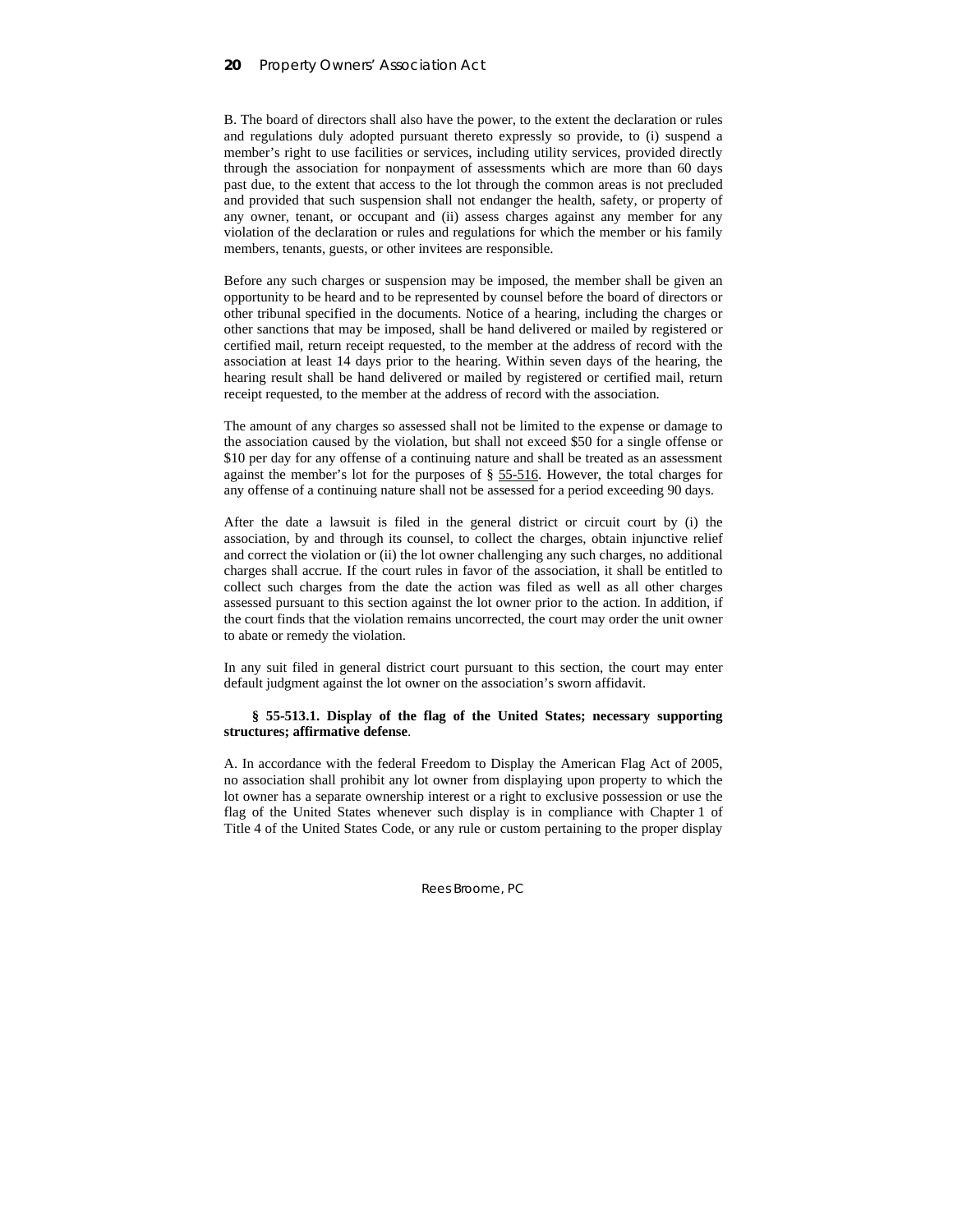B. The board of directors shall also have the power, to the extent the declaration or rules and regulations duly adopted pursuant thereto expressly so provide, to (i) suspend a member's right to use facilities or services, including utility services, provided directly through the association for nonpayment of assessments which are more than 60 days past due, to the extent that access to the lot through the common areas is not precluded and provided that such suspension shall not endanger the health, safety, or property of any owner, tenant, or occupant and (ii) assess charges against any member for any violation of the declaration or rules and regulations for which the member or his family members, tenants, guests, or other invitees are responsible.

Before any such charges or suspension may be imposed, the member shall be given an opportunity to be heard and to be represented by counsel before the board of directors or other tribunal specified in the documents. Notice of a hearing, including the charges or other sanctions that may be imposed, shall be hand delivered or mailed by registered or certified mail, return receipt requested, to the member at the address of record with the association at least 14 days prior to the hearing. Within seven days of the hearing, the hearing result shall be hand delivered or mailed by registered or certified mail, return receipt requested, to the member at the address of record with the association.

The amount of any charges so assessed shall not be limited to the expense or damage to the association caused by the violation, but shall not exceed $50 for a single offense or $10 per day for any offense of a continuing nature and shall be treated as an assessment against the member's lot for the purposes of § 55-516. However, the total charges for any offense of a continuing nature shall not be assessed for a period exceeding 90 days.

After the date a lawsuit is filed in the general district or circuit court by (i) the association, by and through its counsel, to collect the charges, obtain injunctive relief and correct the violation or (ii) the lot owner challenging any such charges, no additional charges shall accrue. If the court rules in favor of the association, it shall be entitled to collect such charges from the date the action was filed as well as all other charges assessed pursuant to this section against the lot owner prior to the action. In addition, if the court finds that the violation remains uncorrected, the court may order the unit owner to abate or remedy the violation.

In any suit filed in general district court pursuant to this section, the court may enter default judgment against the lot owner on the association's sworn affidavit.

**§ 55-513.1. Display of the flag of the United States; necessary supporting structures; affirmative defense**.

A. In accordance with the federal Freedom to Display the American Flag Act of 2005, no association shall prohibit any lot owner from displaying upon property to which the lot owner has a separate ownership interest or a right to exclusive possession or use the flag of the United States whenever such display is in compliance with Chapter 1 of Title 4 of the United States Code, or any rule or custom pertaining to the proper display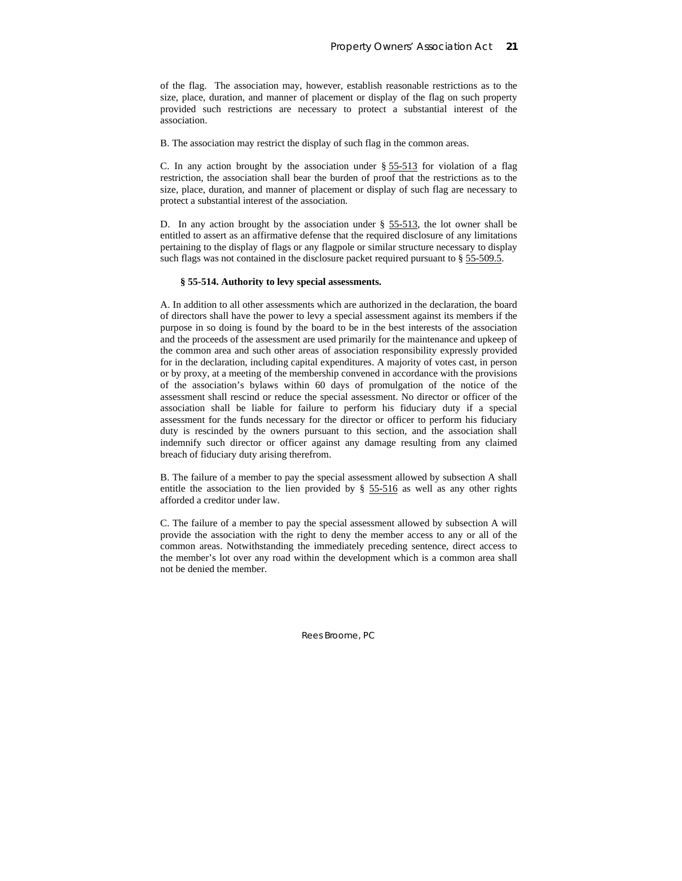of the flag. The association may, however, establish reasonable restrictions as to the size, place, duration, and manner of placement or display of the flag on such property provided such restrictions are necessary to protect a substantial interest of the association.

B. The association may restrict the display of such flag in the common areas.

C. In any action brought by the association under § 55-513 for violation of a flag restriction, the association shall bear the burden of proof that the restrictions as to the size, place, duration, and manner of placement or display of such flag are necessary to protect a substantial interest of the association.

D. In any action brought by the association under § 55-513, the lot owner shall be entitled to assert as an affirmative defense that the required disclosure of any limitations pertaining to the display of flags or any flagpole or similar structure necessary to display such flags was not contained in the disclosure packet required pursuant to § 55-509.5.

**§ 55-514. Authority to levy special assessments.**

A. In addition to all other assessments which are authorized in the declaration, the board of directors shall have the power to levy a special assessment against its members if the purpose in so doing is found by the board to be in the best interests of the association and the proceeds of the assessment are used primarily for the maintenance and upkeep of the common area and such other areas of association responsibility expressly provided for in the declaration, including capital expenditures. A majority of votes cast, in person or by proxy, at a meeting of the membership convened in accordance with the provisions of the association's bylaws within 60 days of promulgation of the notice of the assessment shall rescind or reduce the special assessment. No director or officer of the association shall be liable for failure to perform his fiduciary duty if a special assessment for the funds necessary for the director or officer to perform his fiduciary duty is rescinded by the owners pursuant to this section, and the association shall indemnify such director or officer against any damage resulting from any claimed breach of fiduciary duty arising therefrom.

B. The failure of a member to pay the special assessment allowed by subsection A shall entitle the association to the lien provided by § 55-516 as well as any other rights afforded a creditor under law.

C. The failure of a member to pay the special assessment allowed by subsection A will provide the association with the right to deny the member access to any or all of the common areas. Notwithstanding the immediately preceding sentence, direct access to the member's lot over any road within the development which is a common area shall not be denied the member.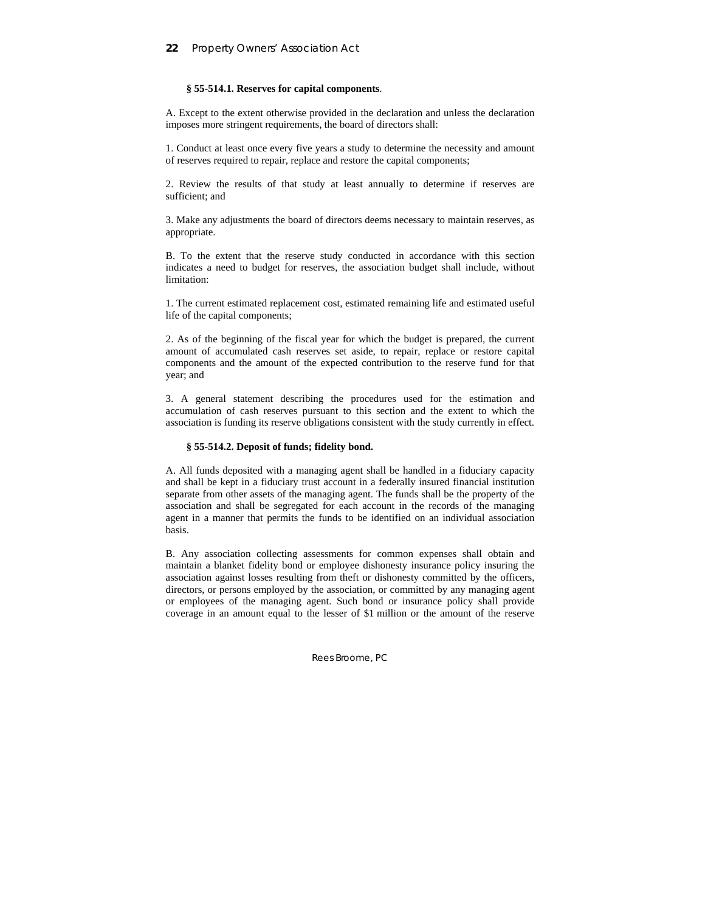**§ 55-514.1. Reserves for capital components**.

A. Except to the extent otherwise provided in the declaration and unless the declaration imposes more stringent requirements, the board of directors shall:

1. Conduct at least once every five years a study to determine the necessity and amount of reserves required to repair, replace and restore the capital components;

2. Review the results of that study at least annually to determine if reserves are sufficient; and

3. Make any adjustments the board of directors deems necessary to maintain reserves, as appropriate.

B. To the extent that the reserve study conducted in accordance with this section indicates a need to budget for reserves, the association budget shall include, without limitation:

1. The current estimated replacement cost, estimated remaining life and estimated useful life of the capital components;

2. As of the beginning of the fiscal year for which the budget is prepared, the current amount of accumulated cash reserves set aside, to repair, replace or restore capital components and the amount of the expected contribution to the reserve fund for that year; and

3. A general statement describing the procedures used for the estimation and accumulation of cash reserves pursuant to this section and the extent to which the association is funding its reserve obligations consistent with the study currently in effect.

**§ 55-514.2. Deposit of funds; fidelity bond.**

A. All funds deposited with a managing agent shall be handled in a fiduciary capacity and shall be kept in a fiduciary trust account in a federally insured financial institution separate from other assets of the managing agent. The funds shall be the property of the association and shall be segregated for each account in the records of the managing agent in a manner that permits the funds to be identified on an individual association basis.

B. Any association collecting assessments for common expenses shall obtain and maintain a blanket fidelity bond or employee dishonesty insurance policy insuring the association against losses resulting from theft or dishonesty committed by the officers, directors, or persons employed by the association, or committed by any managing agent or employees of the managing agent. Such bond or insurance policy shall provide coverage in an amount equal to the lesser of $1 million or the amount of the reserve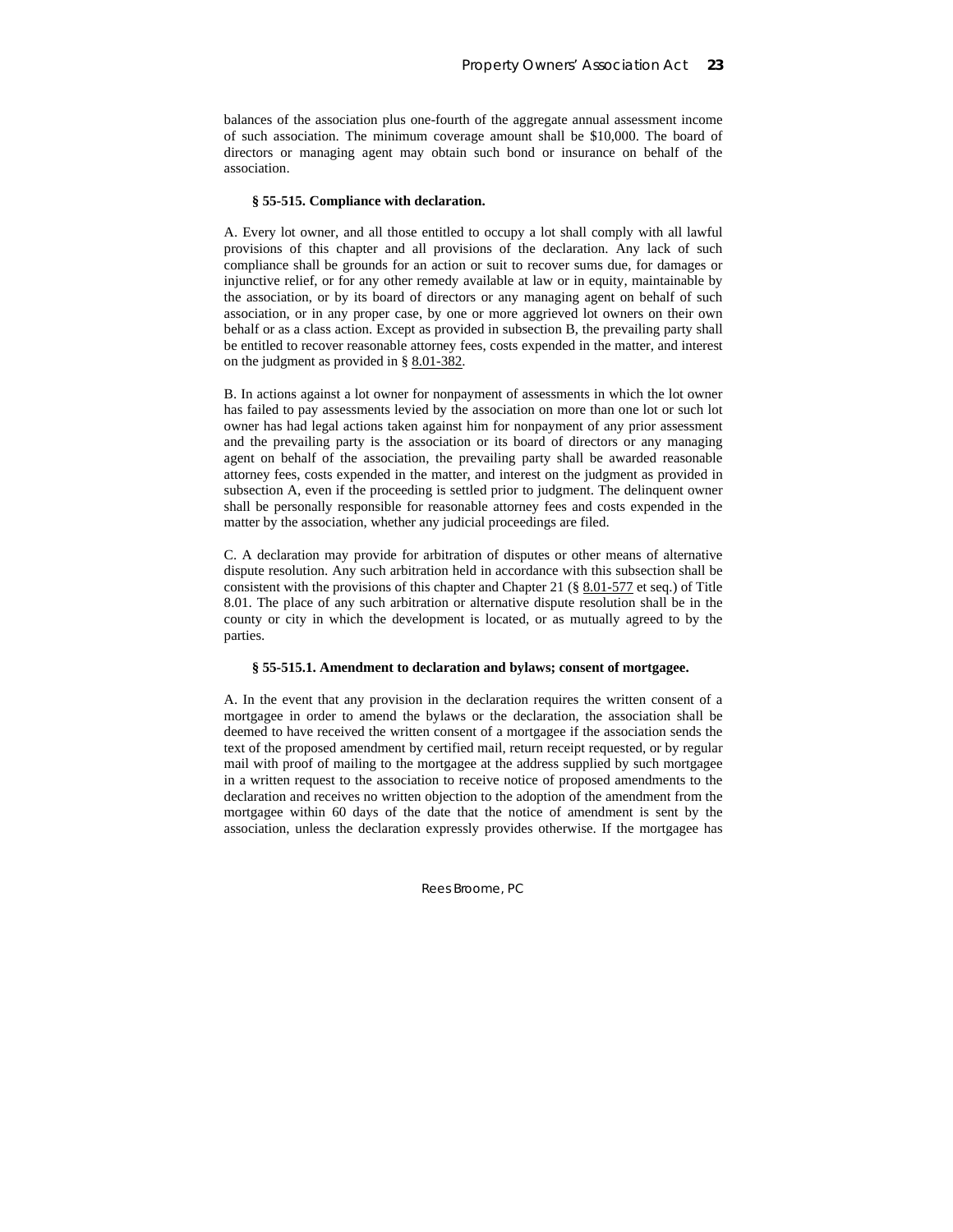balances of the association plus one-fourth of the aggregate annual assessment income of such association. The minimum coverage amount shall be $10,000. The board of directors or managing agent may obtain such bond or insurance on behalf of the association.

**§ 55-515. Compliance with declaration.**

A. Every lot owner, and all those entitled to occupy a lot shall comply with all lawful provisions of this chapter and all provisions of the declaration. Any lack of such compliance shall be grounds for an action or suit to recover sums due, for damages or injunctive relief, or for any other remedy available at law or in equity, maintainable by the association, or by its board of directors or any managing agent on behalf of such association, or in any proper case, by one or more aggrieved lot owners on their own behalf or as a class action. Except as provided in subsection B, the prevailing party shall be entitled to recover reasonable attorney fees, costs expended in the matter, and interest on the judgment as provided in § 8.01-382.

B. In actions against a lot owner for nonpayment of assessments in which the lot owner has failed to pay assessments levied by the association on more than one lot or such lot owner has had legal actions taken against him for nonpayment of any prior assessment and the prevailing party is the association or its board of directors or any managing agent on behalf of the association, the prevailing party shall be awarded reasonable attorney fees, costs expended in the matter, and interest on the judgment as provided in subsection A, even if the proceeding is settled prior to judgment. The delinquent owner shall be personally responsible for reasonable attorney fees and costs expended in the matter by the association, whether any judicial proceedings are filed.

C. A declaration may provide for arbitration of disputes or other means of alternative dispute resolution. Any such arbitration held in accordance with this subsection shall be consistent with the provisions of this chapter and Chapter 21 (§ 8.01-577 et seq.) of Title 8.01. The place of any such arbitration or alternative dispute resolution shall be in the county or city in which the development is located, or as mutually agreed to by the parties.

**§ 55-515.1. Amendment to declaration and bylaws; consent of mortgagee.**

A. In the event that any provision in the declaration requires the written consent of a mortgagee in order to amend the bylaws or the declaration, the association shall be deemed to have received the written consent of a mortgagee if the association sends the text of the proposed amendment by certified mail, return receipt requested, or by regular mail with proof of mailing to the mortgagee at the address supplied by such mortgagee in a written request to the association to receive notice of proposed amendments to the declaration and receives no written objection to the adoption of the amendment from the mortgagee within 60 days of the date that the notice of amendment is sent by the association, unless the declaration expressly provides otherwise. If the mortgagee has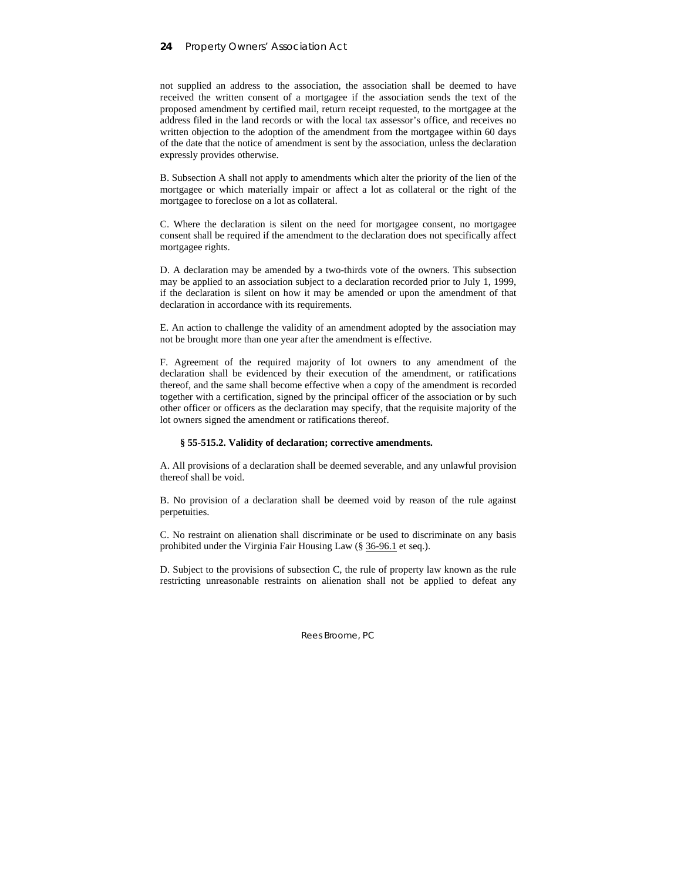not supplied an address to the association, the association shall be deemed to have received the written consent of a mortgagee if the association sends the text of the proposed amendment by certified mail, return receipt requested, to the mortgagee at the address filed in the land records or with the local tax assessor's office, and receives no written objection to the adoption of the amendment from the mortgagee within 60 days of the date that the notice of amendment is sent by the association, unless the declaration expressly provides otherwise.

B. Subsection A shall not apply to amendments which alter the priority of the lien of the mortgagee or which materially impair or affect a lot as collateral or the right of the mortgagee to foreclose on a lot as collateral.

C. Where the declaration is silent on the need for mortgagee consent, no mortgagee consent shall be required if the amendment to the declaration does not specifically affect mortgagee rights.

D. A declaration may be amended by a two-thirds vote of the owners. This subsection may be applied to an association subject to a declaration recorded prior to July 1, 1999, if the declaration is silent on how it may be amended or upon the amendment of that declaration in accordance with its requirements.

E. An action to challenge the validity of an amendment adopted by the association may not be brought more than one year after the amendment is effective.

F. Agreement of the required majority of lot owners to any amendment of the declaration shall be evidenced by their execution of the amendment, or ratifications thereof, and the same shall become effective when a copy of the amendment is recorded together with a certification, signed by the principal officer of the association or by such other officer or officers as the declaration may specify, that the requisite majority of the lot owners signed the amendment or ratifications thereof.

**§ 55-515.2. Validity of declaration; corrective amendments.**

A. All provisions of a declaration shall be deemed severable, and any unlawful provision thereof shall be void.

B. No provision of a declaration shall be deemed void by reason of the rule against perpetuities.

C. No restraint on alienation shall discriminate or be used to discriminate on any basis prohibited under the Virginia Fair Housing Law (§ 36-96.1 et seq.).

D. Subject to the provisions of subsection C, the rule of property law known as the rule restricting unreasonable restraints on alienation shall not be applied to defeat any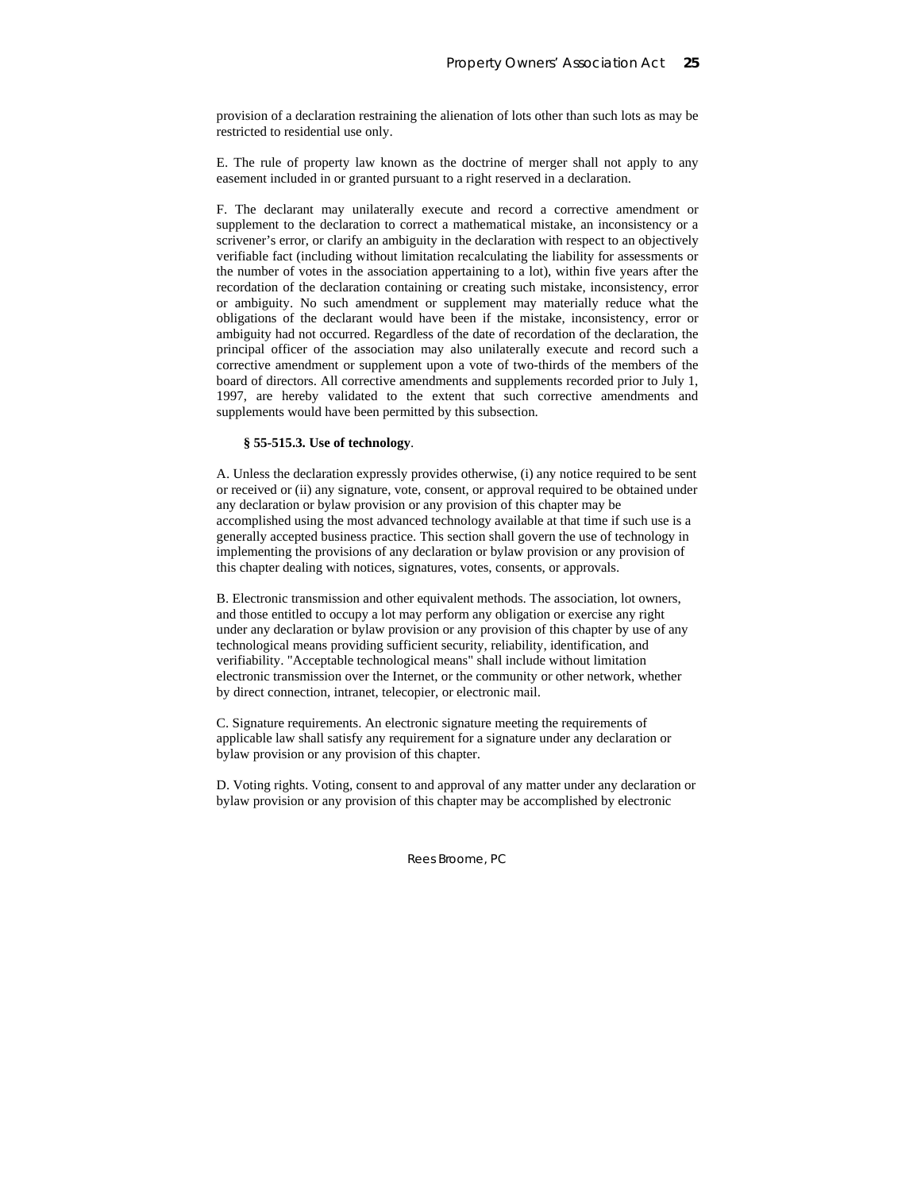provision of a declaration restraining the alienation of lots other than such lots as may be restricted to residential use only.

E. The rule of property law known as the doctrine of merger shall not apply to any easement included in or granted pursuant to a right reserved in a declaration.

F. The declarant may unilaterally execute and record a corrective amendment or supplement to the declaration to correct a mathematical mistake, an inconsistency or a scrivener's error, or clarify an ambiguity in the declaration with respect to an objectively verifiable fact (including without limitation recalculating the liability for assessments or the number of votes in the association appertaining to a lot), within five years after the recordation of the declaration containing or creating such mistake, inconsistency, error or ambiguity. No such amendment or supplement may materially reduce what the obligations of the declarant would have been if the mistake, inconsistency, error or ambiguity had not occurred. Regardless of the date of recordation of the declaration, the principal officer of the association may also unilaterally execute and record such a corrective amendment or supplement upon a vote of two-thirds of the members of the board of directors. All corrective amendments and supplements recorded prior to July 1, 1997, are hereby validated to the extent that such corrective amendments and supplements would have been permitted by this subsection.

**§ 55-515.3. Use of technology**.

A. Unless the declaration expressly provides otherwise, (i) any notice required to be sent or received or (ii) any signature, vote, consent, or approval required to be obtained under any declaration or bylaw provision or any provision of this chapter may be accomplished using the most advanced technology available at that time if such use is a generally accepted business practice. This section shall govern the use of technology in implementing the provisions of any declaration or bylaw provision or any provision of this chapter dealing with notices, signatures, votes, consents, or approvals.

B. Electronic transmission and other equivalent methods. The association, lot owners, and those entitled to occupy a lot may perform any obligation or exercise any right under any declaration or bylaw provision or any provision of this chapter by use of any technological means providing sufficient security, reliability, identification, and verifiability. "Acceptable technological means" shall include without limitation electronic transmission over the Internet, or the community or other network, whether by direct connection, intranet, telecopier, or electronic mail.

C. Signature requirements. An electronic signature meeting the requirements of applicable law shall satisfy any requirement for a signature under any declaration or bylaw provision or any provision of this chapter.

D. Voting rights. Voting, consent to and approval of any matter under any declaration or bylaw provision or any provision of this chapter may be accomplished by electronic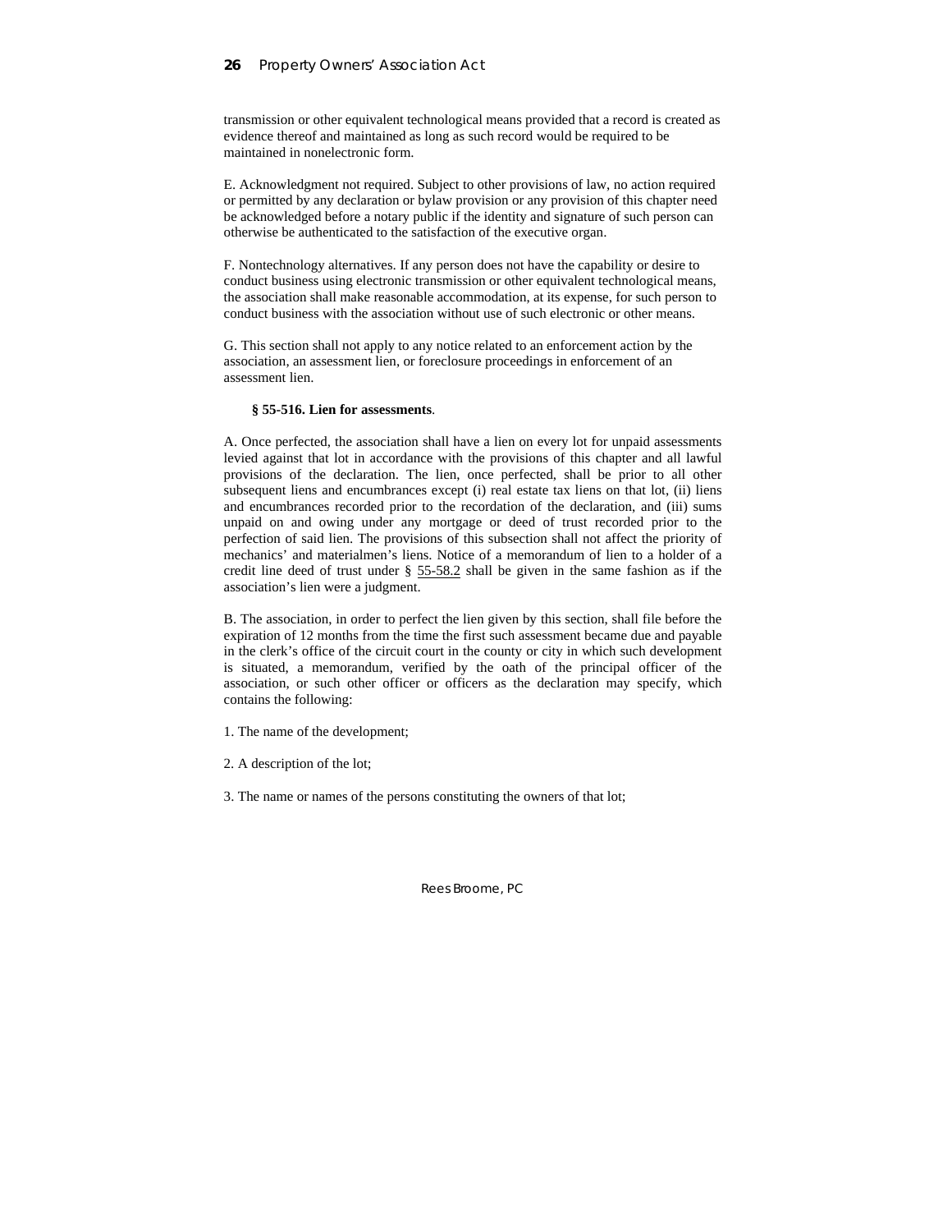transmission or other equivalent technological means provided that a record is created as evidence thereof and maintained as long as such record would be required to be maintained in nonelectronic form.

E. Acknowledgment not required. Subject to other provisions of law, no action required or permitted by any declaration or bylaw provision or any provision of this chapter need be acknowledged before a notary public if the identity and signature of such person can otherwise be authenticated to the satisfaction of the executive organ.

F. Nontechnology alternatives. If any person does not have the capability or desire to conduct business using electronic transmission or other equivalent technological means, the association shall make reasonable accommodation, at its expense, for such person to conduct business with the association without use of such electronic or other means.

G. This section shall not apply to any notice related to an enforcement action by the association, an assessment lien, or foreclosure proceedings in enforcement of an assessment lien.

**§ 55-516. Lien for assessments**.

A. Once perfected, the association shall have a lien on every lot for unpaid assessments levied against that lot in accordance with the provisions of this chapter and all lawful provisions of the declaration. The lien, once perfected, shall be prior to all other subsequent liens and encumbrances except (i) real estate tax liens on that lot, (ii) liens and encumbrances recorded prior to the recordation of the declaration, and (iii) sums unpaid on and owing under any mortgage or deed of trust recorded prior to the perfection of said lien. The provisions of this subsection shall not affect the priority of mechanics' and materialmen's liens. Notice of a memorandum of lien to a holder of a credit line deed of trust under § 55-58.2 shall be given in the same fashion as if the association's lien were a judgment.

B. The association, in order to perfect the lien given by this section, shall file before the expiration of 12 months from the time the first such assessment became due and payable in the clerk's office of the circuit court in the county or city in which such development is situated, a memorandum, verified by the oath of the principal officer of the association, or such other officer or officers as the declaration may specify, which contains the following:

1. The name of the development;

2. A description of the lot;

3. The name or names of the persons constituting the owners of that lot;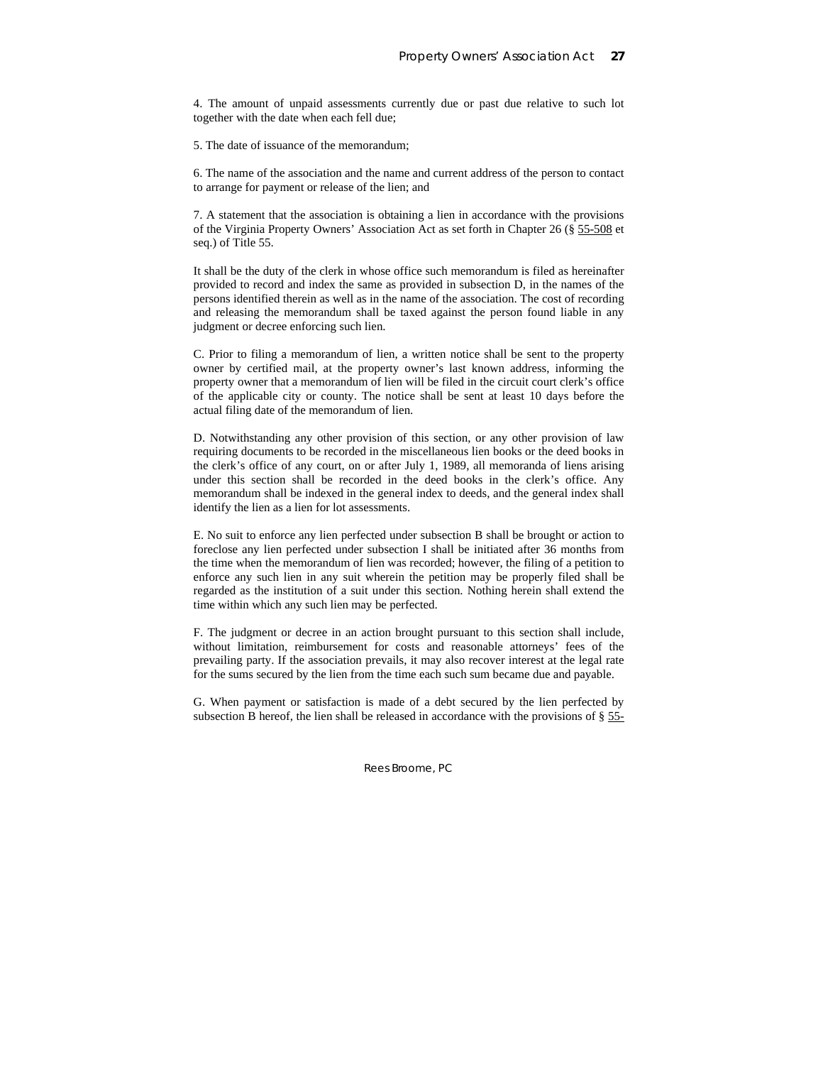4. The amount of unpaid assessments currently due or past due relative to such lot together with the date when each fell due;

5. The date of issuance of the memorandum;

6. The name of the association and the name and current address of the person to contact to arrange for payment or release of the lien; and

7. A statement that the association is obtaining a lien in accordance with the provisions of the Virginia Property Owners' Association Act as set forth in Chapter 26 (§ 55-508 et seq.) of Title 55.

It shall be the duty of the clerk in whose office such memorandum is filed as hereinafter provided to record and index the same as provided in subsection D, in the names of the persons identified therein as well as in the name of the association. The cost of recording and releasing the memorandum shall be taxed against the person found liable in any judgment or decree enforcing such lien.

C. Prior to filing a memorandum of lien, a written notice shall be sent to the property owner by certified mail, at the property owner's last known address, informing the property owner that a memorandum of lien will be filed in the circuit court clerk's office of the applicable city or county. The notice shall be sent at least 10 days before the actual filing date of the memorandum of lien.

D. Notwithstanding any other provision of this section, or any other provision of law requiring documents to be recorded in the miscellaneous lien books or the deed books in the clerk's office of any court, on or after July 1, 1989, all memoranda of liens arising under this section shall be recorded in the deed books in the clerk's office. Any memorandum shall be indexed in the general index to deeds, and the general index shall identify the lien as a lien for lot assessments.

E. No suit to enforce any lien perfected under subsection B shall be brought or action to foreclose any lien perfected under subsection I shall be initiated after 36 months from the time when the memorandum of lien was recorded; however, the filing of a petition to enforce any such lien in any suit wherein the petition may be properly filed shall be regarded as the institution of a suit under this section. Nothing herein shall extend the time within which any such lien may be perfected.

F. The judgment or decree in an action brought pursuant to this section shall include, without limitation, reimbursement for costs and reasonable attorneys' fees of the prevailing party. If the association prevails, it may also recover interest at the legal rate for the sums secured by the lien from the time each such sum became due and payable.

G. When payment or satisfaction is made of a debt secured by the lien perfected by subsection B hereof, the lien shall be released in accordance with the provisions of § 55-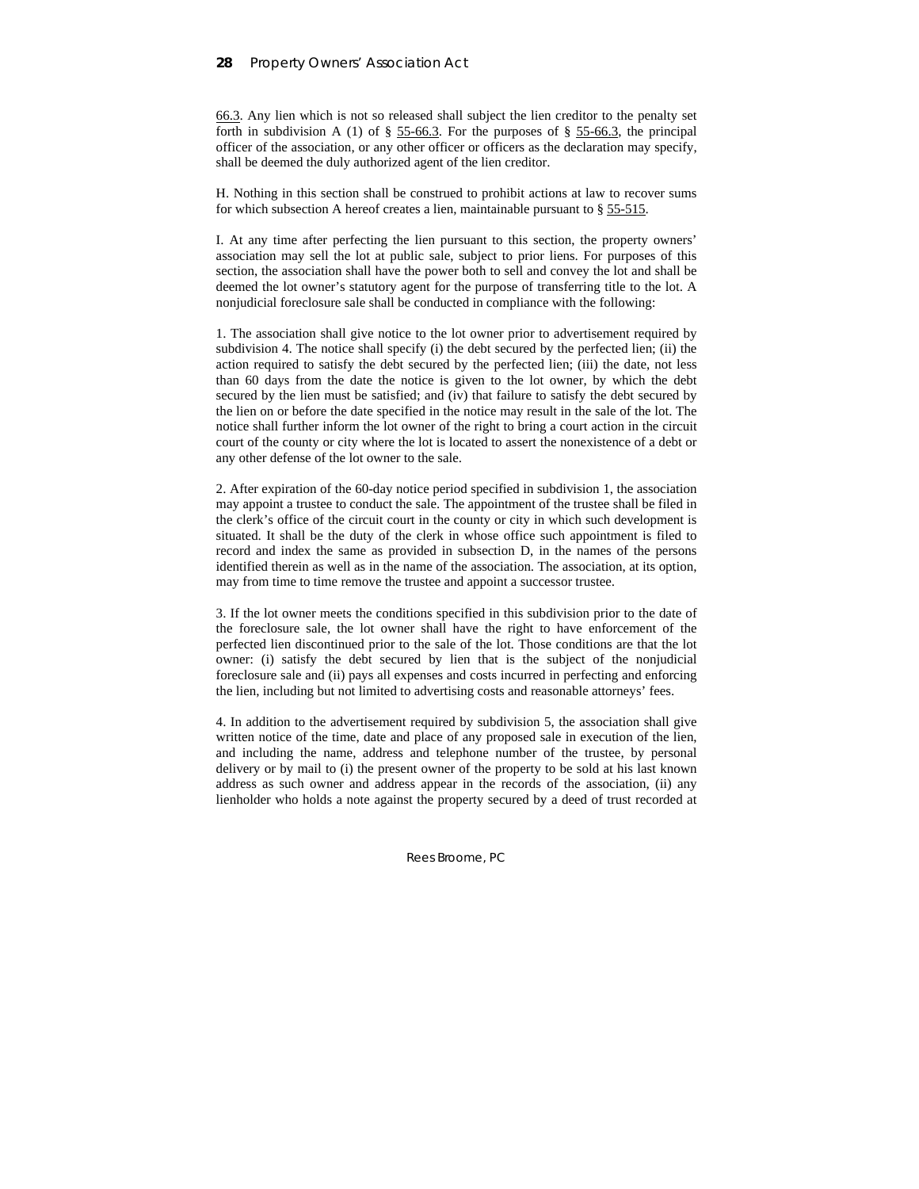66.3. Any lien which is not so released shall subject the lien creditor to the penalty set forth in subdivision A (1) of § 55-66.3. For the purposes of § 55-66.3, the principal officer of the association, or any other officer or officers as the declaration may specify, shall be deemed the duly authorized agent of the lien creditor.

H. Nothing in this section shall be construed to prohibit actions at law to recover sums for which subsection A hereof creates a lien, maintainable pursuant to § 55-515.

I. At any time after perfecting the lien pursuant to this section, the property owners' association may sell the lot at public sale, subject to prior liens. For purposes of this section, the association shall have the power both to sell and convey the lot and shall be deemed the lot owner's statutory agent for the purpose of transferring title to the lot. A nonjudicial foreclosure sale shall be conducted in compliance with the following:

1. The association shall give notice to the lot owner prior to advertisement required by subdivision 4. The notice shall specify (i) the debt secured by the perfected lien; (ii) the action required to satisfy the debt secured by the perfected lien; (iii) the date, not less than 60 days from the date the notice is given to the lot owner, by which the debt secured by the lien must be satisfied; and (iv) that failure to satisfy the debt secured by the lien on or before the date specified in the notice may result in the sale of the lot. The notice shall further inform the lot owner of the right to bring a court action in the circuit court of the county or city where the lot is located to assert the nonexistence of a debt or any other defense of the lot owner to the sale.

2. After expiration of the 60-day notice period specified in subdivision 1, the association may appoint a trustee to conduct the sale. The appointment of the trustee shall be filed in the clerk's office of the circuit court in the county or city in which such development is situated. It shall be the duty of the clerk in whose office such appointment is filed to record and index the same as provided in subsection D, in the names of the persons identified therein as well as in the name of the association. The association, at its option, may from time to time remove the trustee and appoint a successor trustee.

3. If the lot owner meets the conditions specified in this subdivision prior to the date of the foreclosure sale, the lot owner shall have the right to have enforcement of the perfected lien discontinued prior to the sale of the lot. Those conditions are that the lot owner: (i) satisfy the debt secured by lien that is the subject of the nonjudicial foreclosure sale and (ii) pays all expenses and costs incurred in perfecting and enforcing the lien, including but not limited to advertising costs and reasonable attorneys' fees.

4. In addition to the advertisement required by subdivision 5, the association shall give written notice of the time, date and place of any proposed sale in execution of the lien, and including the name, address and telephone number of the trustee, by personal delivery or by mail to (i) the present owner of the property to be sold at his last known address as such owner and address appear in the records of the association, (ii) any lienholder who holds a note against the property secured by a deed of trust recorded at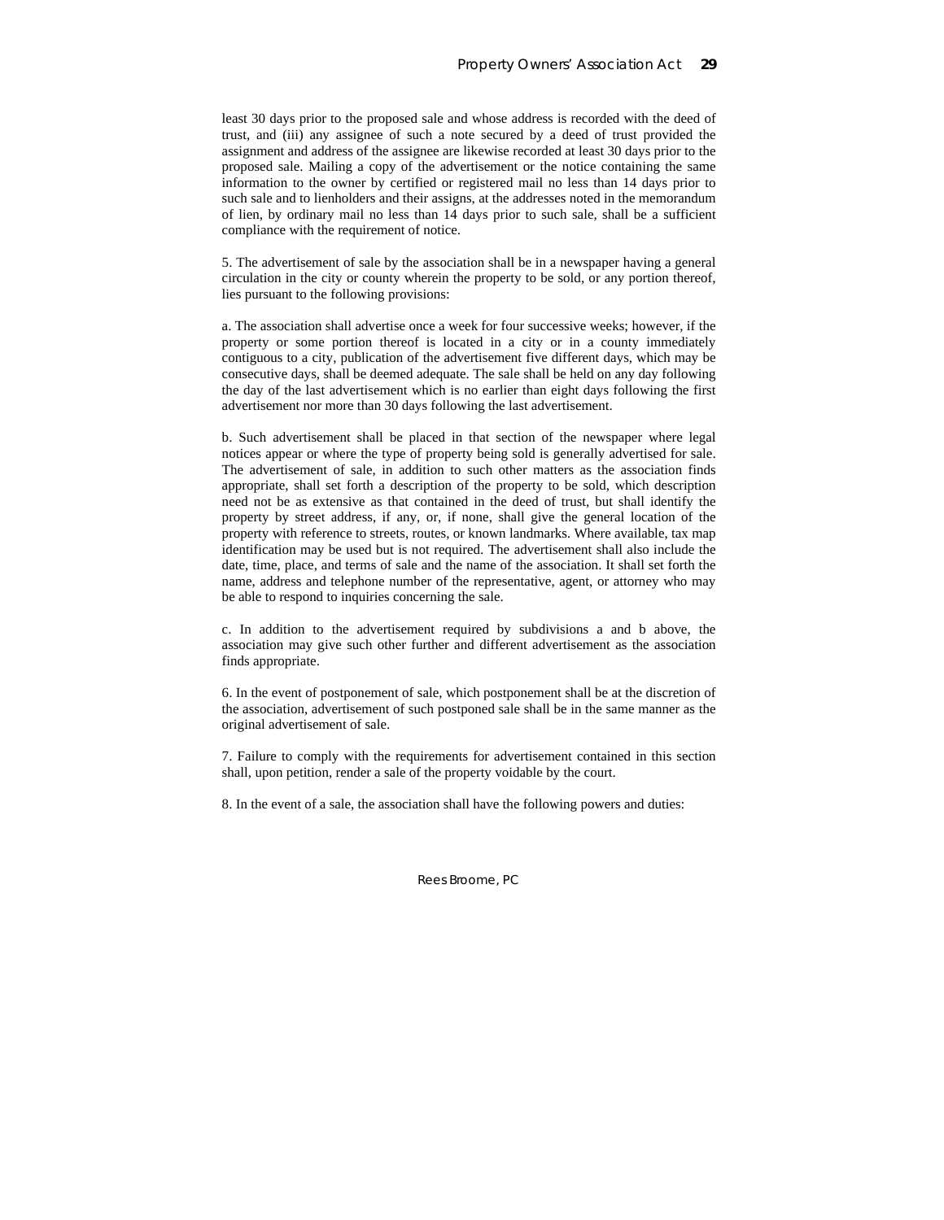least 30 days prior to the proposed sale and whose address is recorded with the deed of trust, and (iii) any assignee of such a note secured by a deed of trust provided the assignment and address of the assignee are likewise recorded at least 30 days prior to the proposed sale. Mailing a copy of the advertisement or the notice containing the same information to the owner by certified or registered mail no less than 14 days prior to such sale and to lienholders and their assigns, at the addresses noted in the memorandum of lien, by ordinary mail no less than 14 days prior to such sale, shall be a sufficient compliance with the requirement of notice.

5. The advertisement of sale by the association shall be in a newspaper having a general circulation in the city or county wherein the property to be sold, or any portion thereof, lies pursuant to the following provisions:

a. The association shall advertise once a week for four successive weeks; however, if the property or some portion thereof is located in a city or in a county immediately contiguous to a city, publication of the advertisement five different days, which may be consecutive days, shall be deemed adequate. The sale shall be held on any day following the day of the last advertisement which is no earlier than eight days following the first advertisement nor more than 30 days following the last advertisement.

b. Such advertisement shall be placed in that section of the newspaper where legal notices appear or where the type of property being sold is generally advertised for sale. The advertisement of sale, in addition to such other matters as the association finds appropriate, shall set forth a description of the property to be sold, which description need not be as extensive as that contained in the deed of trust, but shall identify the property by street address, if any, or, if none, shall give the general location of the property with reference to streets, routes, or known landmarks. Where available, tax map identification may be used but is not required. The advertisement shall also include the date, time, place, and terms of sale and the name of the association. It shall set forth the name, address and telephone number of the representative, agent, or attorney who may be able to respond to inquiries concerning the sale.

c. In addition to the advertisement required by subdivisions a and b above, the association may give such other further and different advertisement as the association finds appropriate.

6. In the event of postponement of sale, which postponement shall be at the discretion of the association, advertisement of such postponed sale shall be in the same manner as the original advertisement of sale.

7. Failure to comply with the requirements for advertisement contained in this section shall, upon petition, render a sale of the property voidable by the court.

8. In the event of a sale, the association shall have the following powers and duties: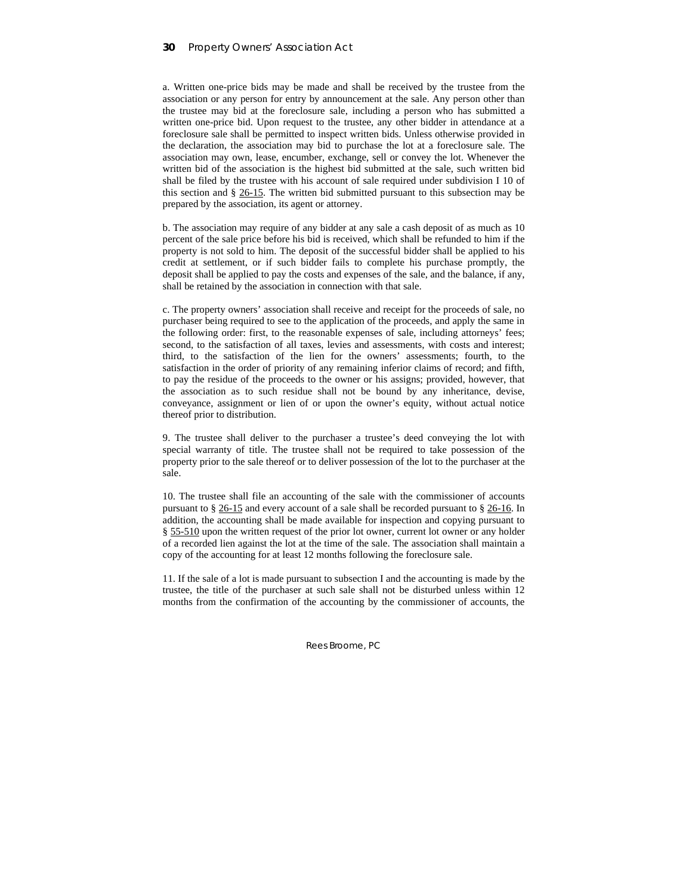a. Written one-price bids may be made and shall be received by the trustee from the association or any person for entry by announcement at the sale. Any person other than the trustee may bid at the foreclosure sale, including a person who has submitted a written one-price bid. Upon request to the trustee, any other bidder in attendance at a foreclosure sale shall be permitted to inspect written bids. Unless otherwise provided in the declaration, the association may bid to purchase the lot at a foreclosure sale. The association may own, lease, encumber, exchange, sell or convey the lot. Whenever the written bid of the association is the highest bid submitted at the sale, such written bid shall be filed by the trustee with his account of sale required under subdivision I 10 of this section and § 26-15. The written bid submitted pursuant to this subsection may be prepared by the association, its agent or attorney.

b. The association may require of any bidder at any sale a cash deposit of as much as 10 percent of the sale price before his bid is received, which shall be refunded to him if the property is not sold to him. The deposit of the successful bidder shall be applied to his credit at settlement, or if such bidder fails to complete his purchase promptly, the deposit shall be applied to pay the costs and expenses of the sale, and the balance, if any, shall be retained by the association in connection with that sale.

c. The property owners' association shall receive and receipt for the proceeds of sale, no purchaser being required to see to the application of the proceeds, and apply the same in the following order: first, to the reasonable expenses of sale, including attorneys' fees; second, to the satisfaction of all taxes, levies and assessments, with costs and interest; third, to the satisfaction of the lien for the owners' assessments; fourth, to the satisfaction in the order of priority of any remaining inferior claims of record; and fifth, to pay the residue of the proceeds to the owner or his assigns; provided, however, that the association as to such residue shall not be bound by any inheritance, devise, conveyance, assignment or lien of or upon the owner's equity, without actual notice thereof prior to distribution.

9. The trustee shall deliver to the purchaser a trustee's deed conveying the lot with special warranty of title. The trustee shall not be required to take possession of the property prior to the sale thereof or to deliver possession of the lot to the purchaser at the sale.

10. The trustee shall file an accounting of the sale with the commissioner of accounts pursuant to § 26-15 and every account of a sale shall be recorded pursuant to § 26-16. In addition, the accounting shall be made available for inspection and copying pursuant to § 55-510 upon the written request of the prior lot owner, current lot owner or any holder of a recorded lien against the lot at the time of the sale. The association shall maintain a copy of the accounting for at least 12 months following the foreclosure sale.

11. If the sale of a lot is made pursuant to subsection I and the accounting is made by the trustee, the title of the purchaser at such sale shall not be disturbed unless within 12 months from the confirmation of the accounting by the commissioner of accounts, the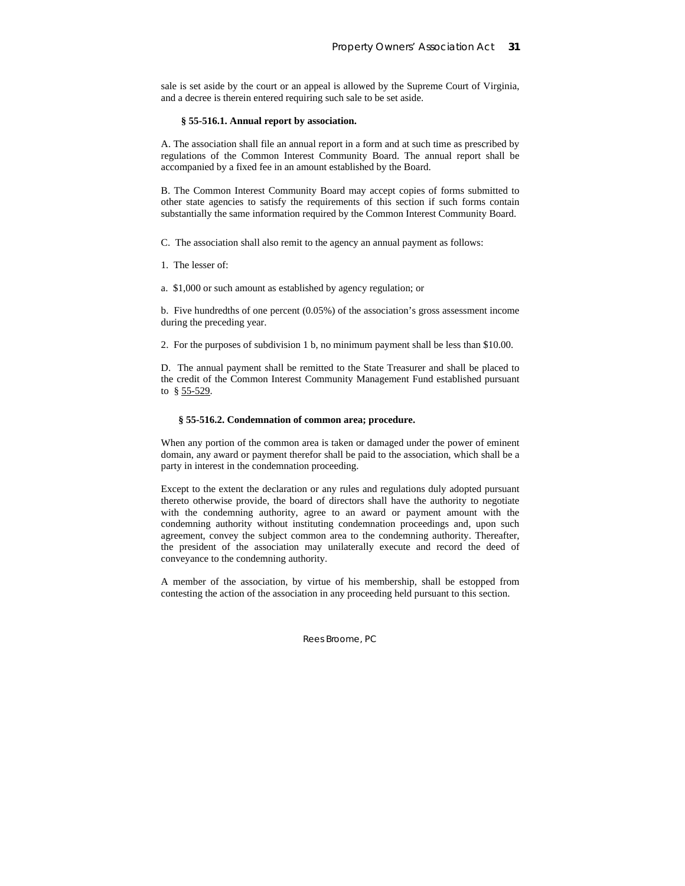sale is set aside by the court or an appeal is allowed by the Supreme Court of Virginia, and a decree is therein entered requiring such sale to be set aside.

**§ 55-516.1. Annual report by association.**

A. The association shall file an annual report in a form and at such time as prescribed by regulations of the Common Interest Community Board. The annual report shall be accompanied by a fixed fee in an amount established by the Board.

B. The Common Interest Community Board may accept copies of forms submitted to other state agencies to satisfy the requirements of this section if such forms contain substantially the same information required by the Common Interest Community Board.

C. The association shall also remit to the agency an annual payment as follows:

1. The lesser of:

a. $1,000 or such amount as established by agency regulation; or

b. Five hundredths of one percent (0.05%) of the association's gross assessment income during the preceding year.

2. For the purposes of subdivision 1 b, no minimum payment shall be less than $10.00.

D. The annual payment shall be remitted to the State Treasurer and shall be placed to the credit of the Common Interest Community Management Fund established pursuant to § 55-529.

**§ 55-516.2. Condemnation of common area; procedure.**

When any portion of the common area is taken or damaged under the power of eminent domain, any award or payment therefor shall be paid to the association, which shall be a party in interest in the condemnation proceeding.

Except to the extent the declaration or any rules and regulations duly adopted pursuant thereto otherwise provide, the board of directors shall have the authority to negotiate with the condemning authority, agree to an award or payment amount with the condemning authority without instituting condemnation proceedings and, upon such agreement, convey the subject common area to the condemning authority. Thereafter, the president of the association may unilaterally execute and record the deed of conveyance to the condemning authority.

A member of the association, by virtue of his membership, shall be estopped from contesting the action of the association in any proceeding held pursuant to this section.